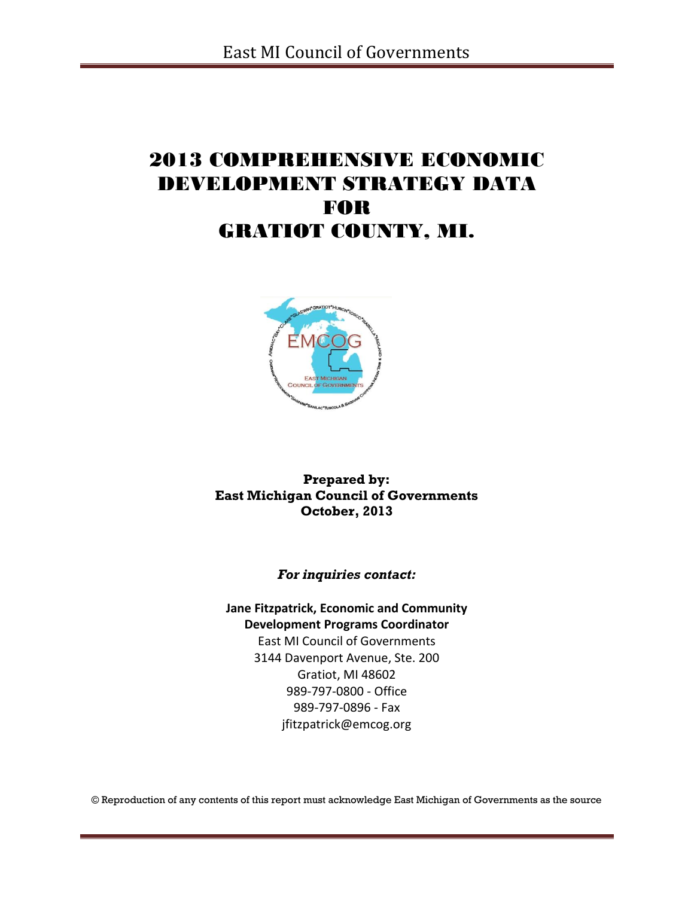# 2013 COMPREHENSIVE ECONOMIC DEVELOPMENT STRATEGY DATA FOR GRATIOT COUNTY, MI.

**Prepared by:**
**East Michigan Council of Governments**
**October, 2013**

***For inquiries contact:***

**Jane Fitzpatrick, Economic and Community Development Programs Coordinator**
East MI Council of Governments
3144 Davenport Avenue, Ste. 200
Gratiot, MI 48602
989-797-0800 - Office
989-797-0896 - Fax
jfitzpatrick@emcog.org

© Reproduction of any contents of this report must acknowledge East Michigan of Governments as the source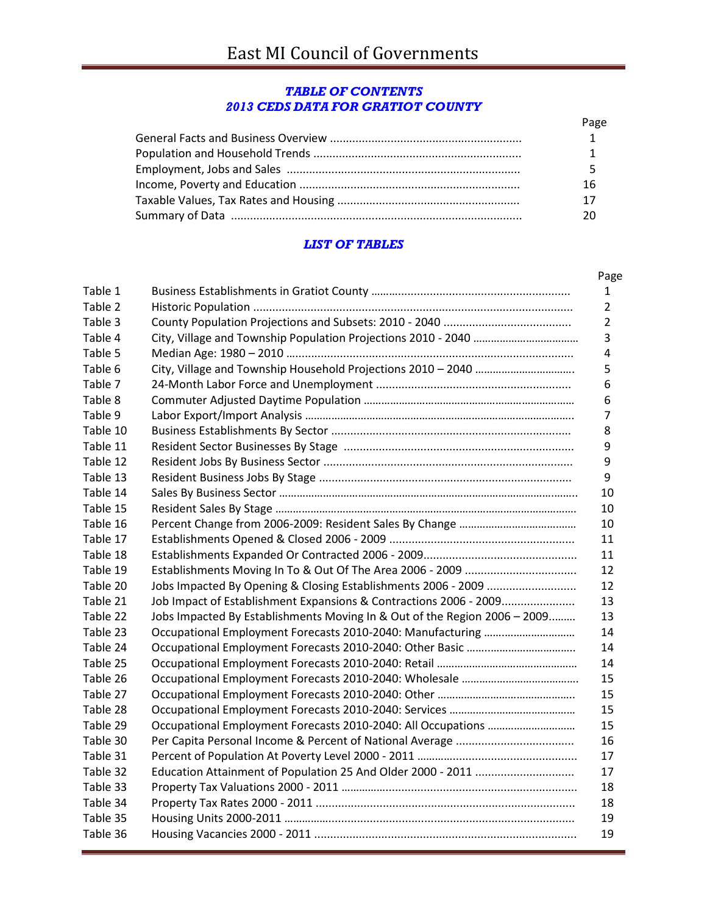# TABLE OF CONTENTS
## 2013 CEDS DATA FOR GRATIOT COUNTY

| | Page |
|---|---|
| General Facts and Business Overview | 1 |
| Population and Household Trends | 1 |
| Employment, Jobs and Sales | 5 |
| Income, Poverty and Education | 16 |
| Taxable Values, Tax Rates and Housing | 17 |
| Summary of Data | 20 |

## LIST OF TABLES

| | | Page |
|---|---|---|
| Table 1 | Business Establishments in Gratiot County | 1 |
| Table 2 | Historic Population | 2 |
| Table 3 | County Population Projections and Subsets: 2010 - 2040 | 2 |
| Table 4 | City, Village and Township Population Projections 2010 - 2040 | 3 |
| Table 5 | Median Age: 1980 – 2010 | 4 |
| Table 6 | City, Village and Township Household Projections 2010 – 2040 | 5 |
| Table 7 | 24-Month Labor Force and Unemployment | 6 |
| Table 8 | Commuter Adjusted Daytime Population | 6 |
| Table 9 | Labor Export/Import Analysis | 7 |
| Table 10 | Business Establishments By Sector | 8 |
| Table 11 | Resident Sector Businesses By Stage | 9 |
| Table 12 | Resident Jobs By Business Sector | 9 |
| Table 13 | Resident Business Jobs By Stage | 9 |
| Table 14 | Sales By Business Sector | 10 |
| Table 15 | Resident Sales By Stage | 10 |
| Table 16 | Percent Change from 2006-2009: Resident Sales By Change | 10 |
| Table 17 | Establishments Opened & Closed 2006 - 2009 | 11 |
| Table 18 | Establishments Expanded Or Contracted 2006 - 2009 | 11 |
| Table 19 | Establishments Moving In To & Out Of The Area 2006 - 2009 | 12 |
| Table 20 | Jobs Impacted By Opening & Closing Establishments 2006 - 2009 | 12 |
| Table 21 | Job Impact of Establishment Expansions & Contractions 2006 - 2009 | 13 |
| Table 22 | Jobs Impacted By Establishments Moving In & Out of the Region 2006 – 2009 | 13 |
| Table 23 | Occupational Employment Forecasts 2010-2040: Manufacturing | 14 |
| Table 24 | Occupational Employment Forecasts 2010-2040: Other Basic | 14 |
| Table 25 | Occupational Employment Forecasts 2010-2040: Retail | 14 |
| Table 26 | Occupational Employment Forecasts 2010-2040: Wholesale | 15 |
| Table 27 | Occupational Employment Forecasts 2010-2040: Other | 15 |
| Table 28 | Occupational Employment Forecasts 2010-2040: Services | 15 |
| Table 29 | Occupational Employment Forecasts 2010-2040: All Occupations | 15 |
| Table 30 | Per Capita Personal Income & Percent of National Average | 16 |
| Table 31 | Percent of Population At Poverty Level 2000 - 2011 | 17 |
| Table 32 | Education Attainment of Population 25 And Older 2000 - 2011 | 17 |
| Table 33 | Property Tax Valuations 2000 - 2011 | 18 |
| Table 34 | Property Tax Rates 2000 - 2011 | 18 |
| Table 35 | Housing Units 2000-2011 | 19 |
| Table 36 | Housing Vacancies 2000 - 2011 | 19 |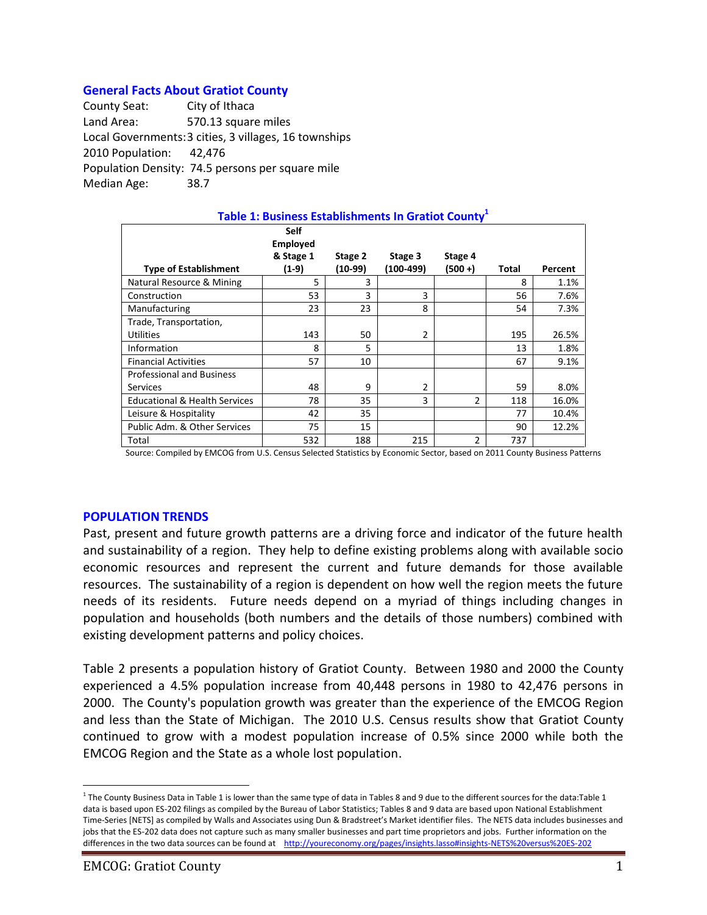## General Facts About Gratiot County

County Seat: City of Ithaca
Land Area: 570.13 square miles
Local Governments: 3 cities, 3 villages, 16 townships
2010 Population: 42,476
Population Density: 74.5 persons per square mile
Median Age: 38.7

**Table 1: Business Establishments In Gratiot County[1]**

| Type of Establishment | Self Employed & Stage 1 (1-9) | Stage 2 (10-99) | Stage 3 (100-499) | Stage 4 (500 +) | Total | Percent |
|---|---|---|---|---|---|---|
| Natural Resource & Mining | 5 | 3 | | | 8 | 1.1% |
| Construction | 53 | 3 | 3 | | 56 | 7.6% |
| Manufacturing | 23 | 23 | 8 | | 54 | 7.3% |
| Trade, Transportation, Utilities | 143 | 50 | 2 | | 195 | 26.5% |
| Information | 8 | 5 | | | 13 | 1.8% |
| Financial Activities | 57 | 10 | | | 67 | 9.1% |
| Professional and Business Services | 48 | 9 | 2 | | 59 | 8.0% |
| Educational & Health Services | 78 | 35 | 3 | 2 | 118 | 16.0% |
| Leisure & Hospitality | 42 | 35 | | | 77 | 10.4% |
| Public Adm. & Other Services | 75 | 15 | | | 90 | 12.2% |
| Total | 532 | 188 | 215 | 2 | 737 | |

Source: Compiled by EMCOG from U.S. Census Selected Statistics by Economic Sector, based on 2011 County Business Patterns

## POPULATION TRENDS

Past, present and future growth patterns are a driving force and indicator of the future health and sustainability of a region. They help to define existing problems along with available socio economic resources and represent the current and future demands for those available resources. The sustainability of a region is dependent on how well the region meets the future needs of its residents. Future needs depend on a myriad of things including changes in population and households (both numbers and the details of those numbers) combined with existing development patterns and policy choices.

Table 2 presents a population history of Gratiot County. Between 1980 and 2000 the County experienced a 4.5% population increase from 40,448 persons in 1980 to 42,476 persons in 2000. The County's population growth was greater than the experience of the EMCOG Region and less than the State of Michigan. The 2010 U.S. Census results show that Gratiot County continued to grow with a modest population increase of 0.5% since 2000 while both the EMCOG Region and the State as a whole lost population.

---

[1] The County Business Data in Table 1 is lower than the same type of data in Tables 8 and 9 due to the different sources for the data:Table 1 data is based upon ES-202 filings as compiled by the Bureau of Labor Statistics; Tables 8 and 9 data are based upon National Establishment Time-Series [NETS] as compiled by Walls and Associates using Dun & Bradstreet's Market identifier files. The NETS data includes businesses and jobs that the ES-202 data does not capture such as many smaller businesses and part time proprietors and jobs. Further information on the differences in the two data sources can be found at http://youreconomy.org/pages/insights.lasso#insights-NETS%20versus%20ES-202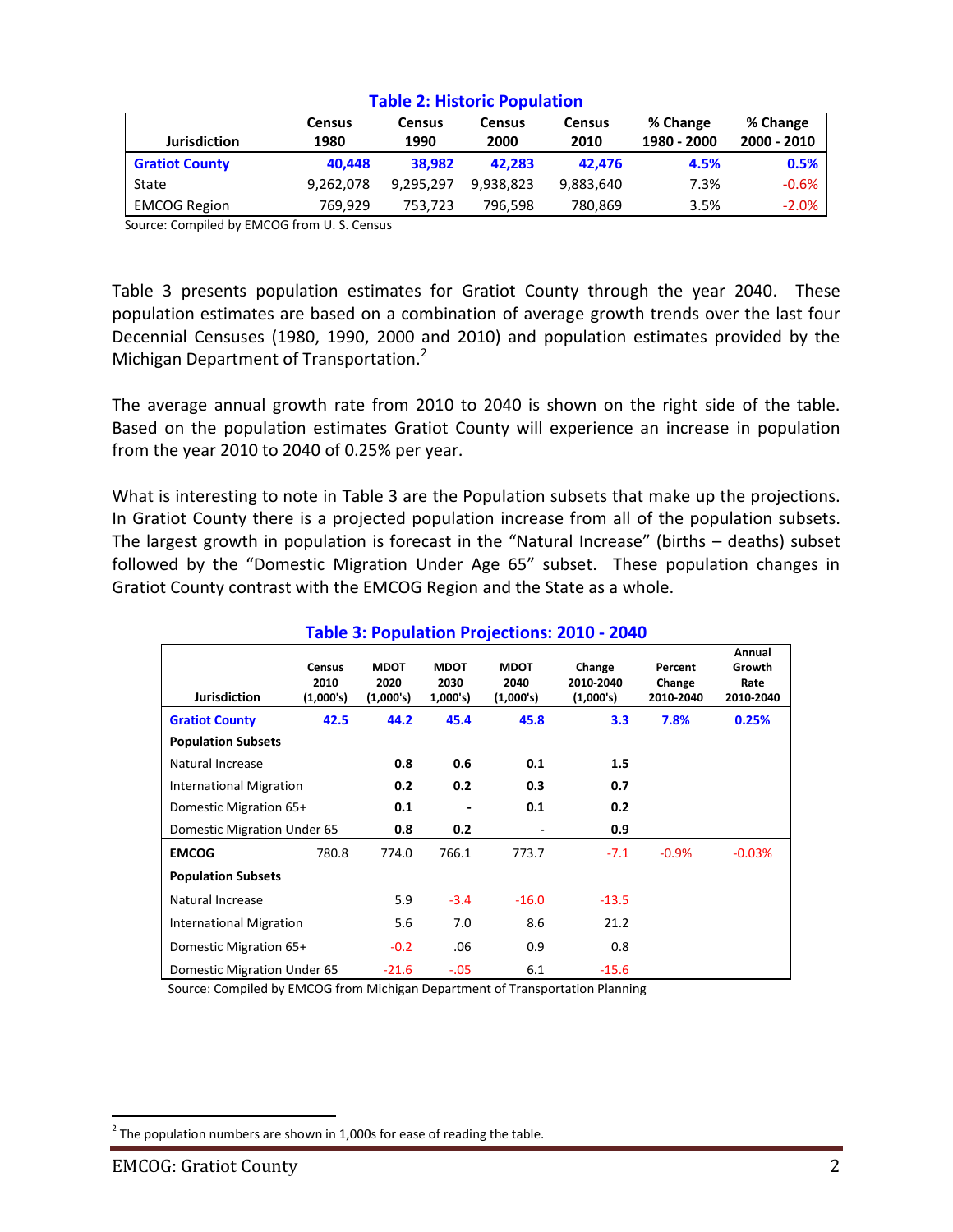**Table 2: Historic Population**

| Jurisdiction | Census 1980 | Census 1990 | Census 2000 | Census 2010 | % Change 1980 - 2000 | % Change 2000 - 2010 |
|---|---|---|---|---|---|---|
| **Gratiot County** | **40,448** | **38,982** | **42,283** | **42,476** | **4.5%** | **0.5%** |
| State | 9,262,078 | 9,295,297 | 9,938,823 | 9,883,640 | 7.3% | -0.6% |
| EMCOG Region | 769,929 | 753,723 | 796,598 | 780,869 | 3.5% | -2.0% |

Source: Compiled by EMCOG from U. S. Census

Table 3 presents population estimates for Gratiot County through the year 2040. These population estimates are based on a combination of average growth trends over the last four Decennial Censuses (1980, 1990, 2000 and 2010) and population estimates provided by the Michigan Department of Transportation.[2]

The average annual growth rate from 2010 to 2040 is shown on the right side of the table. Based on the population estimates Gratiot County will experience an increase in population from the year 2010 to 2040 of 0.25% per year.

What is interesting to note in Table 3 are the Population subsets that make up the projections. In Gratiot County there is a projected population increase from all of the population subsets. The largest growth in population is forecast in the "Natural Increase" (births – deaths) subset followed by the "Domestic Migration Under Age 65" subset. These population changes in Gratiot County contrast with the EMCOG Region and the State as a whole.

**Table 3: Population Projections: 2010 - 2040**

| Jurisdiction | Census 2010 (1,000's) | MDOT 2020 (1,000's) | MDOT 2030 1,000's) | MDOT 2040 (1,000's) | Change 2010-2040 (1,000's) | Percent Change 2010-2040 | Annual Growth Rate 2010-2040 |
|---|---|---|---|---|---|---|---|
| **Gratiot County** | **42.5** | **44.2** | **45.4** | **45.8** | **3.3** | **7.8%** | **0.25%** |
| **Population Subsets** | | | | | | | |
| Natural Increase | | **0.8** | **0.6** | **0.1** | **1.5** | | |
| International Migration | | **0.2** | **0.2** | **0.3** | **0.7** | | |
| Domestic Migration 65+ | | **0.1** | **-** | **0.1** | **0.2** | | |
| Domestic Migration Under 65 | | **0.8** | **0.2** | **-** | **0.9** | | |
| **EMCOG** | 780.8 | 774.0 | 766.1 | 773.7 | -7.1 | -0.9% | -0.03% |
| **Population Subsets** | | | | | | | |
| Natural Increase | | 5.9 | -3.4 | -16.0 | -13.5 | | |
| International Migration | | 5.6 | 7.0 | 8.6 | 21.2 | | |
| Domestic Migration 65+ | | -0.2 | .06 | 0.9 | 0.8 | | |
| Domestic Migration Under 65 | | -21.6 | -.05 | 6.1 | -15.6 | | |

Source: Compiled by EMCOG from Michigan Department of Transportation Planning

[2] The population numbers are shown in 1,000s for ease of reading the table.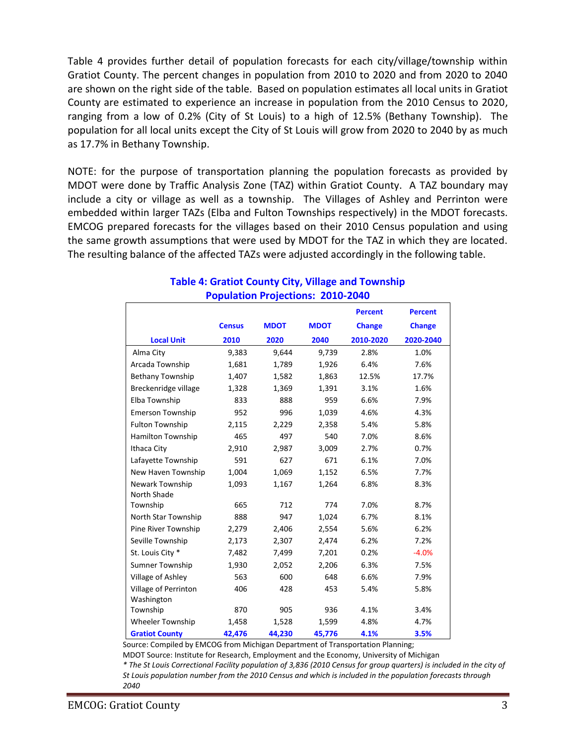Table 4 provides further detail of population forecasts for each city/village/township within Gratiot County. The percent changes in population from 2010 to 2020 and from 2020 to 2040 are shown on the right side of the table. Based on population estimates all local units in Gratiot County are estimated to experience an increase in population from the 2010 Census to 2020, ranging from a low of 0.2% (City of St Louis) to a high of 12.5% (Bethany Township). The population for all local units except the City of St Louis will grow from 2020 to 2040 by as much as 17.7% in Bethany Township.

NOTE: for the purpose of transportation planning the population forecasts as provided by MDOT were done by Traffic Analysis Zone (TAZ) within Gratiot County. A TAZ boundary may include a city or village as well as a township. The Villages of Ashley and Perrinton were embedded within larger TAZs (Elba and Fulton Townships respectively) in the MDOT forecasts. EMCOG prepared forecasts for the villages based on their 2010 Census population and using the same growth assumptions that were used by MDOT for the TAZ in which they are located. The resulting balance of the affected TAZs were adjusted accordingly in the following table.

## Table 4: Gratiot County City, Village and Township Population Projections: 2010-2040

| Local Unit | Census 2010 | MDOT 2020 | MDOT 2040 | Percent Change 2010-2020 | Percent Change 2020-2040 |
|---|---|---|---|---|---|
| Alma City | 9,383 | 9,644 | 9,739 | 2.8% | 1.0% |
| Arcada Township | 1,681 | 1,789 | 1,926 | 6.4% | 7.6% |
| Bethany Township | 1,407 | 1,582 | 1,863 | 12.5% | 17.7% |
| Breckenridge village | 1,328 | 1,369 | 1,391 | 3.1% | 1.6% |
| Elba Township | 833 | 888 | 959 | 6.6% | 7.9% |
| Emerson Township | 952 | 996 | 1,039 | 4.6% | 4.3% |
| Fulton Township | 2,115 | 2,229 | 2,358 | 5.4% | 5.8% |
| Hamilton Township | 465 | 497 | 540 | 7.0% | 8.6% |
| Ithaca City | 2,910 | 2,987 | 3,009 | 2.7% | 0.7% |
| Lafayette Township | 591 | 627 | 671 | 6.1% | 7.0% |
| New Haven Township | 1,004 | 1,069 | 1,152 | 6.5% | 7.7% |
| Newark Township | 1,093 | 1,167 | 1,264 | 6.8% | 8.3% |
| North Shade Township | 665 | 712 | 774 | 7.0% | 8.7% |
| North Star Township | 888 | 947 | 1,024 | 6.7% | 8.1% |
| Pine River Township | 2,279 | 2,406 | 2,554 | 5.6% | 6.2% |
| Seville Township | 2,173 | 2,307 | 2,474 | 6.2% | 7.2% |
| St. Louis City * | 7,482 | 7,499 | 7,201 | 0.2% | -4.0% |
| Sumner Township | 1,930 | 2,052 | 2,206 | 6.3% | 7.5% |
| Village of Ashley | 563 | 600 | 648 | 6.6% | 7.9% |
| Village of Perrinton | 406 | 428 | 453 | 5.4% | 5.8% |
| Washington Township | 870 | 905 | 936 | 4.1% | 3.4% |
| Wheeler Township | 1,458 | 1,528 | 1,599 | 4.8% | 4.7% |
| **Gratiot County** | **42,476** | **44,230** | **45,776** | **4.1%** | **3.5%** |

Source: Compiled by EMCOG from Michigan Department of Transportation Planning;
MDOT Source: Institute for Research, Employment and the Economy, University of Michigan
*\* The St Louis Correctional Facility population of 3,836 (2010 Census for group quarters) is included in the city of St Louis population number from the 2010 Census and which is included in the population forecasts through 2040*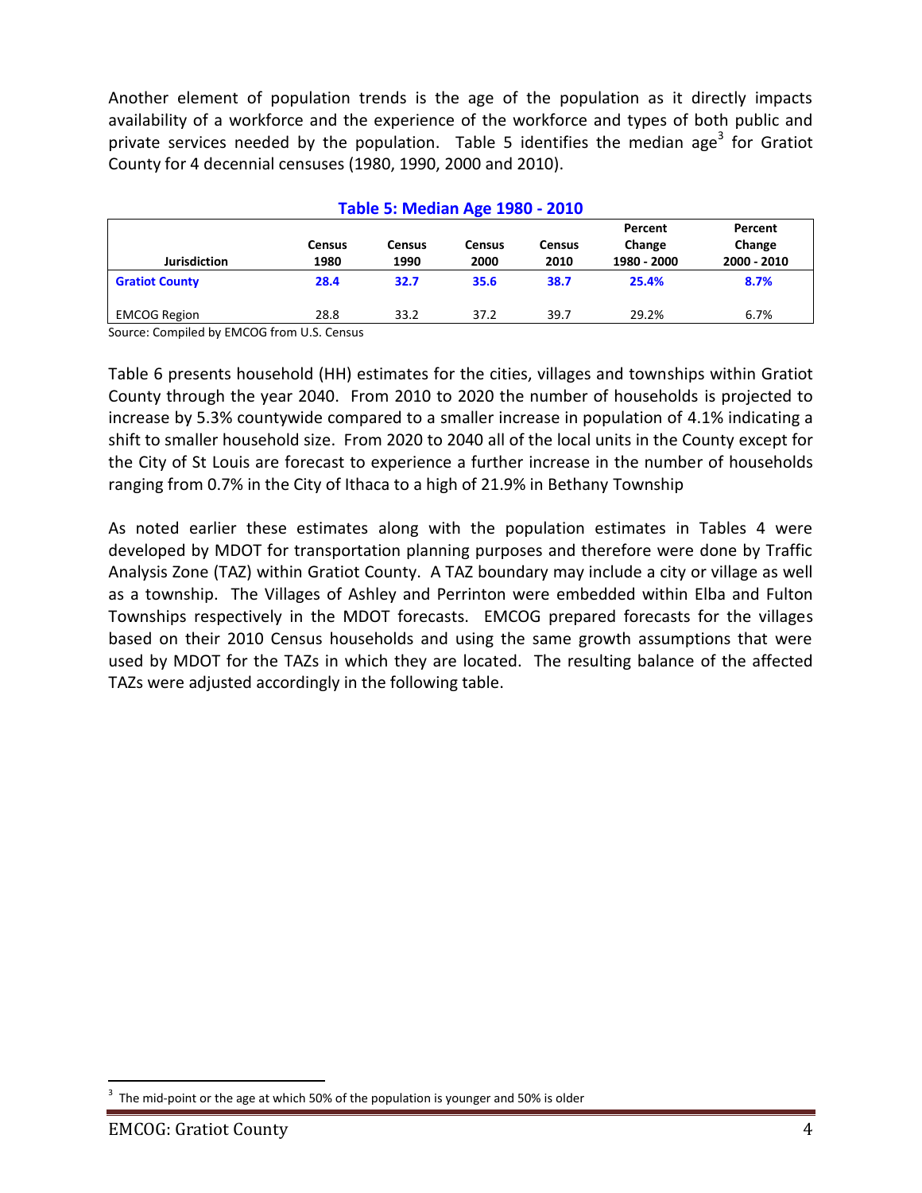Another element of population trends is the age of the population as it directly impacts availability of a workforce and the experience of the workforce and types of both public and private services needed by the population. Table 5 identifies the median age[3] for Gratiot County for 4 decennial censuses (1980, 1990, 2000 and 2010).

**Table 5: Median Age 1980 - 2010**

| Jurisdiction | Census 1980 | Census 1990 | Census 2000 | Census 2010 | Percent Change 1980 - 2000 | Percent Change 2000 - 2010 |
|---|---|---|---|---|---|---|
| **Gratiot County** | **28.4** | **32.7** | **35.6** | **38.7** | **25.4%** | **8.7%** |
| EMCOG Region | 28.8 | 33.2 | 37.2 | 39.7 | 29.2% | 6.7% |

Source: Compiled by EMCOG from U.S. Census

Table 6 presents household (HH) estimates for the cities, villages and townships within Gratiot County through the year 2040. From 2010 to 2020 the number of households is projected to increase by 5.3% countywide compared to a smaller increase in population of 4.1% indicating a shift to smaller household size. From 2020 to 2040 all of the local units in the County except for the City of St Louis are forecast to experience a further increase in the number of households ranging from 0.7% in the City of Ithaca to a high of 21.9% in Bethany Township

As noted earlier these estimates along with the population estimates in Tables 4 were developed by MDOT for transportation planning purposes and therefore were done by Traffic Analysis Zone (TAZ) within Gratiot County. A TAZ boundary may include a city or village as well as a township. The Villages of Ashley and Perrinton were embedded within Elba and Fulton Townships respectively in the MDOT forecasts. EMCOG prepared forecasts for the villages based on their 2010 Census households and using the same growth assumptions that were used by MDOT for the TAZs in which they are located. The resulting balance of the affected TAZs were adjusted accordingly in the following table.

[3] The mid-point or the age at which 50% of the population is younger and 50% is older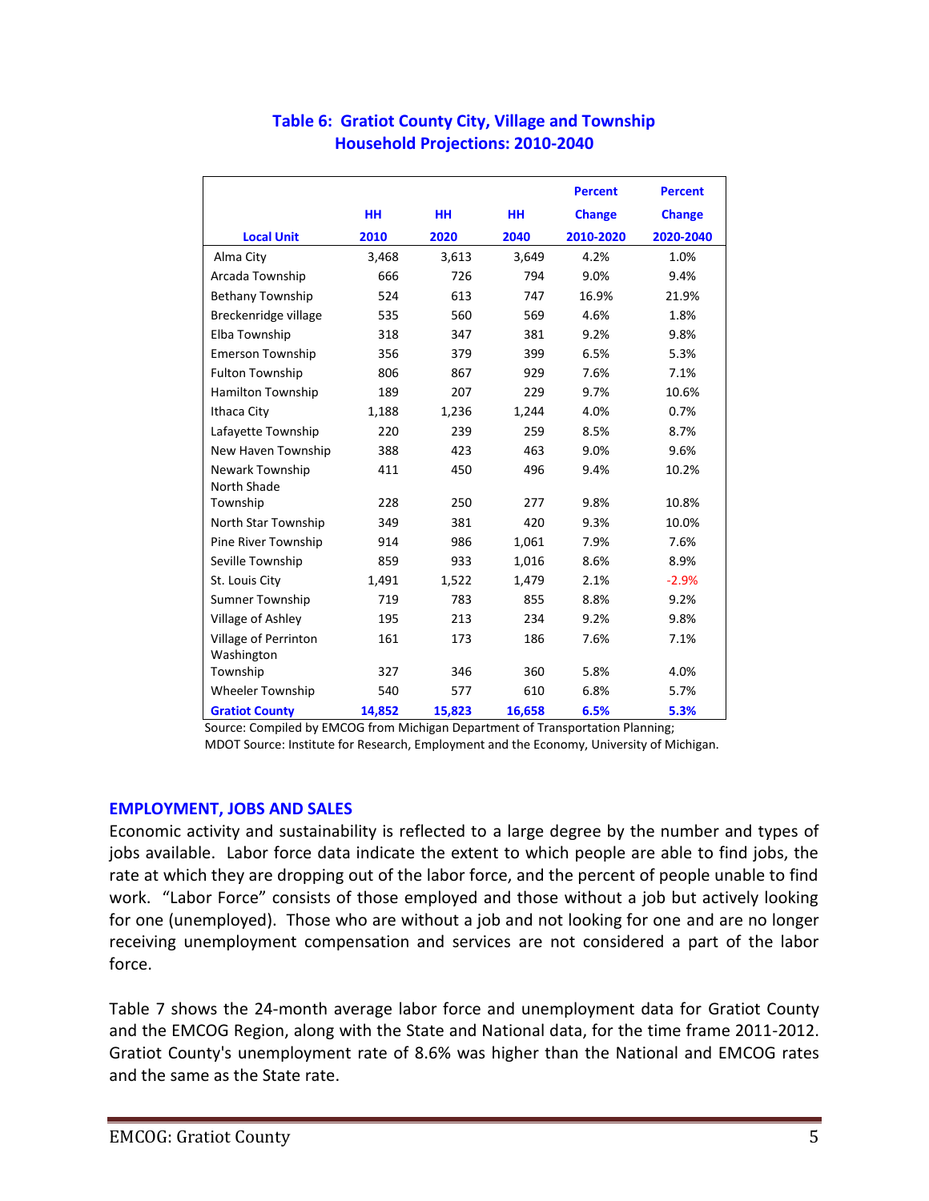## Table 6: Gratiot County City, Village and Township Household Projections: 2010-2040

| Local Unit | HH 2010 | HH 2020 | HH 2040 | Percent Change 2010-2020 | Percent Change 2020-2040 |
|---|---|---|---|---|---|
| Alma City | 3,468 | 3,613 | 3,649 | 4.2% | 1.0% |
| Arcada Township | 666 | 726 | 794 | 9.0% | 9.4% |
| Bethany Township | 524 | 613 | 747 | 16.9% | 21.9% |
| Breckenridge village | 535 | 560 | 569 | 4.6% | 1.8% |
| Elba Township | 318 | 347 | 381 | 9.2% | 9.8% |
| Emerson Township | 356 | 379 | 399 | 6.5% | 5.3% |
| Fulton Township | 806 | 867 | 929 | 7.6% | 7.1% |
| Hamilton Township | 189 | 207 | 229 | 9.7% | 10.6% |
| Ithaca City | 1,188 | 1,236 | 1,244 | 4.0% | 0.7% |
| Lafayette Township | 220 | 239 | 259 | 8.5% | 8.7% |
| New Haven Township | 388 | 423 | 463 | 9.0% | 9.6% |
| Newark Township | 411 | 450 | 496 | 9.4% | 10.2% |
| North Shade Township | 228 | 250 | 277 | 9.8% | 10.8% |
| North Star Township | 349 | 381 | 420 | 9.3% | 10.0% |
| Pine River Township | 914 | 986 | 1,061 | 7.9% | 7.6% |
| Seville Township | 859 | 933 | 1,016 | 8.6% | 8.9% |
| St. Louis City | 1,491 | 1,522 | 1,479 | 2.1% | -2.9% |
| Sumner Township | 719 | 783 | 855 | 8.8% | 9.2% |
| Village of Ashley | 195 | 213 | 234 | 9.2% | 9.8% |
| Village of Perrinton | 161 | 173 | 186 | 7.6% | 7.1% |
| Washington Township | 327 | 346 | 360 | 5.8% | 4.0% |
| Wheeler Township | 540 | 577 | 610 | 6.8% | 5.7% |
| **Gratiot County** | **14,852** | **15,823** | **16,658** | **6.5%** | **5.3%** |

Source: Compiled by EMCOG from Michigan Department of Transportation Planning; MDOT Source: Institute for Research, Employment and the Economy, University of Michigan.

## EMPLOYMENT, JOBS AND SALES

Economic activity and sustainability is reflected to a large degree by the number and types of jobs available. Labor force data indicate the extent to which people are able to find jobs, the rate at which they are dropping out of the labor force, and the percent of people unable to find work. "Labor Force" consists of those employed and those without a job but actively looking for one (unemployed). Those who are without a job and not looking for one and are no longer receiving unemployment compensation and services are not considered a part of the labor force.

Table 7 shows the 24-month average labor force and unemployment data for Gratiot County and the EMCOG Region, along with the State and National data, for the time frame 2011-2012. Gratiot County's unemployment rate of 8.6% was higher than the National and EMCOG rates and the same as the State rate.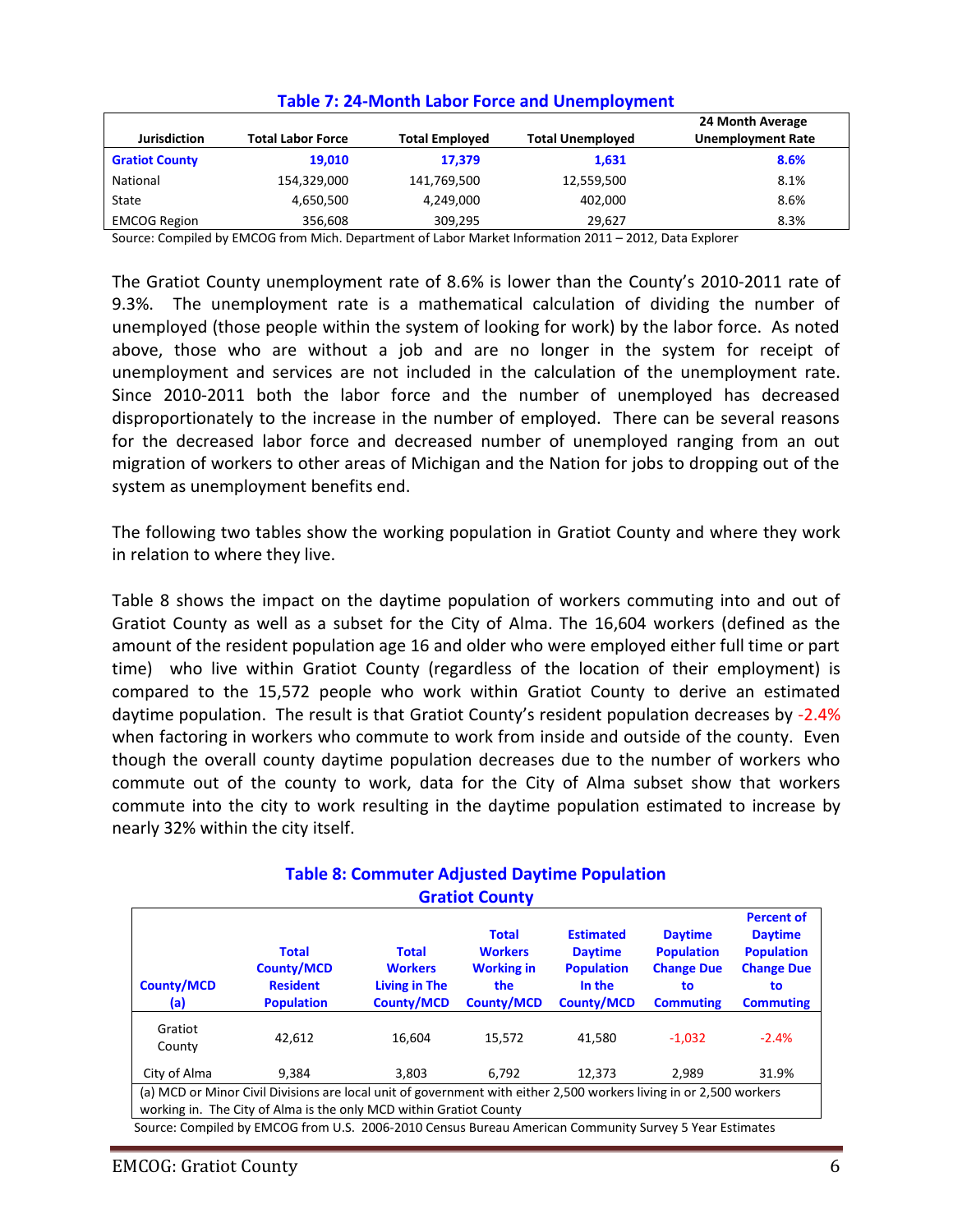### Table 7: 24-Month Labor Force and Unemployment

| Jurisdiction | Total Labor Force | Total Employed | Total Unemployed | 24 Month Average Unemployment Rate |
|---|---|---|---|---|
| **Gratiot County** | **19,010** | **17,379** | **1,631** | **8.6%** |
| National | 154,329,000 | 141,769,500 | 12,559,500 | 8.1% |
| State | 4,650,500 | 4,249,000 | 402,000 | 8.6% |
| EMCOG Region | 356,608 | 309,295 | 29,627 | 8.3% |

Source: Compiled by EMCOG from Mich. Department of Labor Market Information 2011 – 2012, Data Explorer

The Gratiot County unemployment rate of 8.6% is lower than the County's 2010-2011 rate of 9.3%. The unemployment rate is a mathematical calculation of dividing the number of unemployed (those people within the system of looking for work) by the labor force. As noted above, those who are without a job and are no longer in the system for receipt of unemployment and services are not included in the calculation of the unemployment rate. Since 2010-2011 both the labor force and the number of unemployed has decreased disproportionately to the increase in the number of employed. There can be several reasons for the decreased labor force and decreased number of unemployed ranging from an out migration of workers to other areas of Michigan and the Nation for jobs to dropping out of the system as unemployment benefits end.

The following two tables show the working population in Gratiot County and where they work in relation to where they live.

Table 8 shows the impact on the daytime population of workers commuting into and out of Gratiot County as well as a subset for the City of Alma. The 16,604 workers (defined as the amount of the resident population age 16 and older who were employed either full time or part time) who live within Gratiot County (regardless of the location of their employment) is compared to the 15,572 people who work within Gratiot County to derive an estimated daytime population. The result is that Gratiot County's resident population decreases by -2.4% when factoring in workers who commute to work from inside and outside of the county. Even though the overall county daytime population decreases due to the number of workers who commute out of the county to work, data for the City of Alma subset show that workers commute into the city to work resulting in the daytime population estimated to increase by nearly 32% within the city itself.

### Table 8: Commuter Adjusted Daytime Population
### Gratiot County

| County/MCD (a) | Total County/MCD Resident Population | Total Workers Living in The County/MCD | Total Workers Working in the County/MCD | Estimated Daytime Population In the County/MCD | Daytime Population Change Due to Commuting | Percent of Daytime Population Change Due to Commuting |
|---|---|---|---|---|---|---|
| Gratiot County | 42,612 | 16,604 | 15,572 | 41,580 | -1,032 | -2.4% |
| City of Alma | 9,384 | 3,803 | 6,792 | 12,373 | 2,989 | 31.9% |

(a) MCD or Minor Civil Divisions are local unit of government with either 2,500 workers living in or 2,500 workers working in. The City of Alma is the only MCD within Gratiot County

Source: Compiled by EMCOG from U.S. 2006-2010 Census Bureau American Community Survey 5 Year Estimates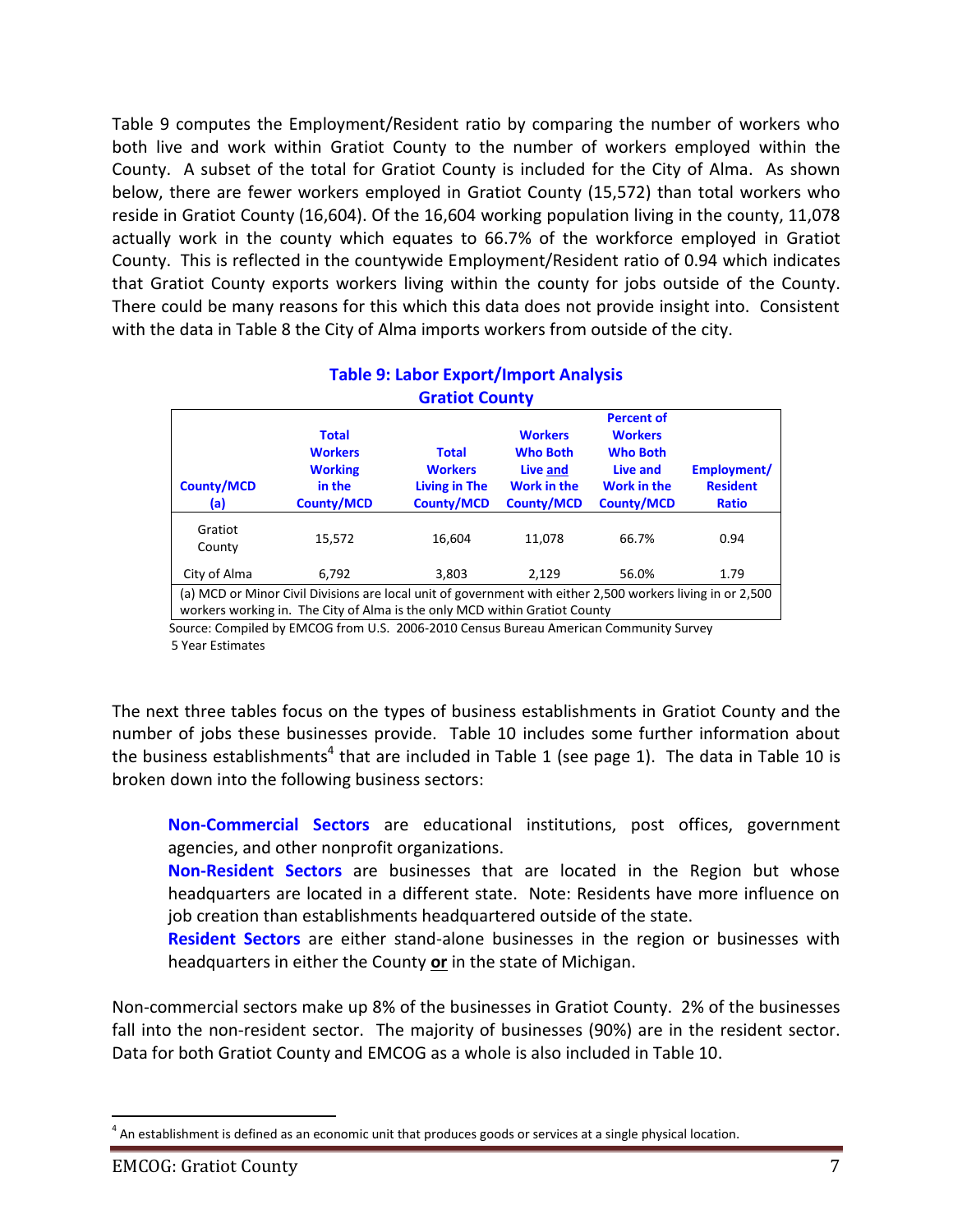Table 9 computes the Employment/Resident ratio by comparing the number of workers who both live and work within Gratiot County to the number of workers employed within the County. A subset of the total for Gratiot County is included for the City of Alma. As shown below, there are fewer workers employed in Gratiot County (15,572) than total workers who reside in Gratiot County (16,604). Of the 16,604 working population living in the county, 11,078 actually work in the county which equates to 66.7% of the workforce employed in Gratiot County. This is reflected in the countywide Employment/Resident ratio of 0.94 which indicates that Gratiot County exports workers living within the county for jobs outside of the County. There could be many reasons for this which this data does not provide insight into. Consistent with the data in Table 8 the City of Alma imports workers from outside of the city.

**Table 9: Labor Export/Import Analysis**
**Gratiot County**

| County/MCD (a) | Total Workers Working in the County/MCD | Total Workers Living in The County/MCD | Workers Who Both Live and Work in the County/MCD | Percent of Workers Who Both Live and Work in the County/MCD | Employment/ Resident Ratio |
|---|---|---|---|---|---|
| Gratiot County | 15,572 | 16,604 | 11,078 | 66.7% | 0.94 |
| City of Alma | 6,792 | 3,803 | 2,129 | 56.0% | 1.79 |

(a) MCD or Minor Civil Divisions are local unit of government with either 2,500 workers living in or 2,500 workers working in. The City of Alma is the only MCD within Gratiot County

Source: Compiled by EMCOG from U.S. 2006-2010 Census Bureau American Community Survey 5 Year Estimates

The next three tables focus on the types of business establishments in Gratiot County and the number of jobs these businesses provide. Table 10 includes some further information about the business establishments[4] that are included in Table 1 (see page 1). The data in Table 10 is broken down into the following business sectors:

**Non-Commercial Sectors** are educational institutions, post offices, government agencies, and other nonprofit organizations.

**Non-Resident Sectors** are businesses that are located in the Region but whose headquarters are located in a different state. Note: Residents have more influence on job creation than establishments headquartered outside of the state.

**Resident Sectors** are either stand-alone businesses in the region or businesses with headquarters in either the County **or** in the state of Michigan.

Non-commercial sectors make up 8% of the businesses in Gratiot County. 2% of the businesses fall into the non-resident sector. The majority of businesses (90%) are in the resident sector. Data for both Gratiot County and EMCOG as a whole is also included in Table 10.

[4] An establishment is defined as an economic unit that produces goods or services at a single physical location.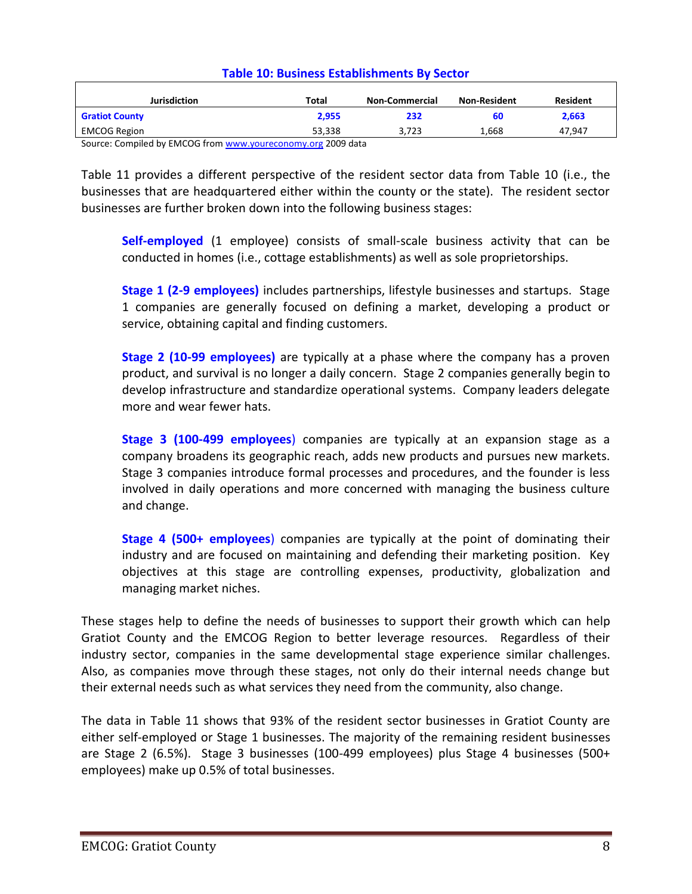**Table 10: Business Establishments By Sector**

| Jurisdiction | Total | Non-Commercial | Non-Resident | Resident |
|---|---|---|---|---|
| **Gratiot County** | **2,955** | **232** | **60** | **2,663** |
| EMCOG Region | 53,338 | 3,723 | 1,668 | 47,947 |

Source: Compiled by EMCOG from www.youreconomy.org 2009 data

Table 11 provides a different perspective of the resident sector data from Table 10 (i.e., the businesses that are headquartered either within the county or the state). The resident sector businesses are further broken down into the following business stages:

> **Self-employed** (1 employee) consists of small-scale business activity that can be conducted in homes (i.e., cottage establishments) as well as sole proprietorships.
>
> **Stage 1 (2-9 employees)** includes partnerships, lifestyle businesses and startups. Stage 1 companies are generally focused on defining a market, developing a product or service, obtaining capital and finding customers.
>
> **Stage 2 (10-99 employees)** are typically at a phase where the company has a proven product, and survival is no longer a daily concern. Stage 2 companies generally begin to develop infrastructure and standardize operational systems. Company leaders delegate more and wear fewer hats.
>
> **Stage 3 (100-499 employees)** companies are typically at an expansion stage as a company broadens its geographic reach, adds new products and pursues new markets. Stage 3 companies introduce formal processes and procedures, and the founder is less involved in daily operations and more concerned with managing the business culture and change.
>
> **Stage 4 (500+ employees)** companies are typically at the point of dominating their industry and are focused on maintaining and defending their marketing position. Key objectives at this stage are controlling expenses, productivity, globalization and managing market niches.

These stages help to define the needs of businesses to support their growth which can help Gratiot County and the EMCOG Region to better leverage resources. Regardless of their industry sector, companies in the same developmental stage experience similar challenges. Also, as companies move through these stages, not only do their internal needs change but their external needs such as what services they need from the community, also change.

The data in Table 11 shows that 93% of the resident sector businesses in Gratiot County are either self-employed or Stage 1 businesses. The majority of the remaining resident businesses are Stage 2 (6.5%). Stage 3 businesses (100-499 employees) plus Stage 4 businesses (500+ employees) make up 0.5% of total businesses.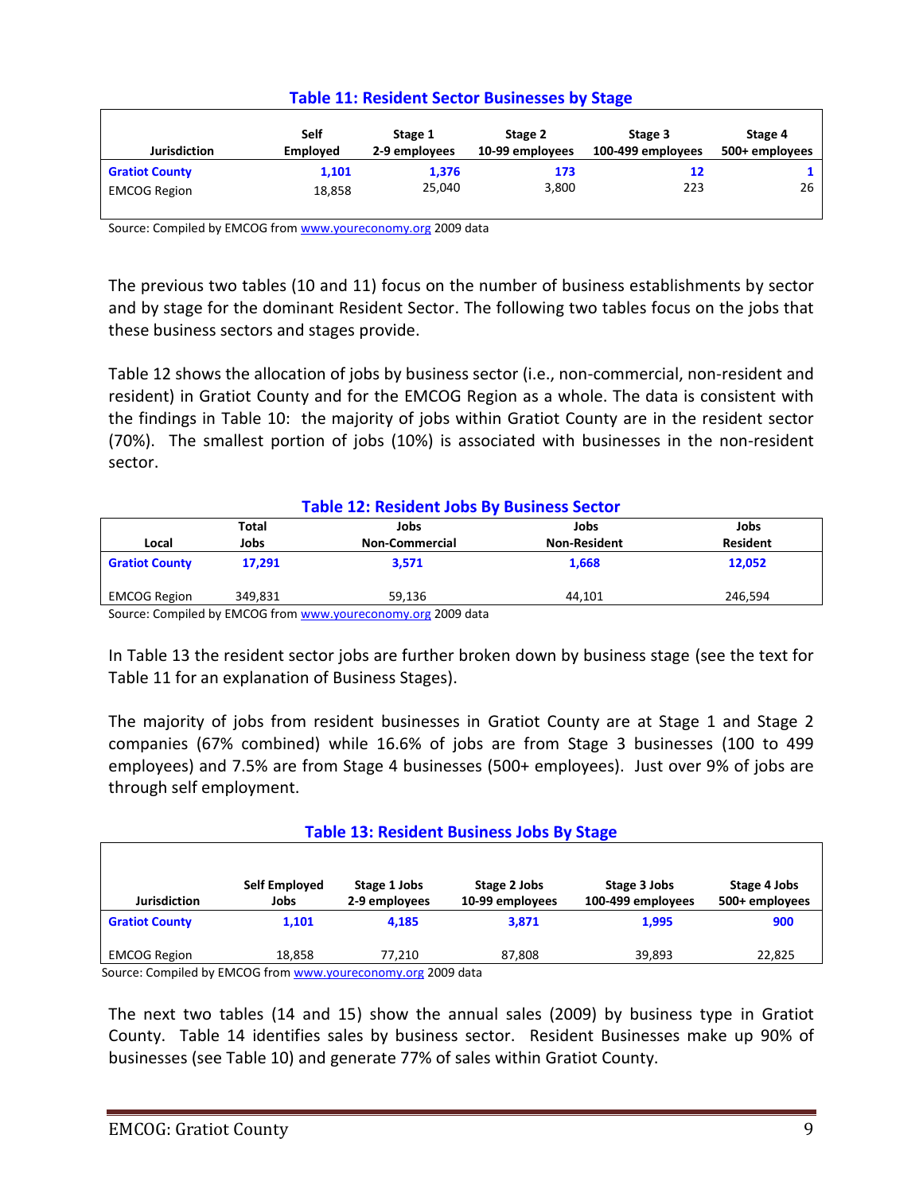### Table 11: Resident Sector Businesses by Stage

| Jurisdiction | Self Employed | Stage 1 2-9 employees | Stage 2 10-99 employees | Stage 3 100-499 employees | Stage 4 500+ employees |
|---|---|---|---|---|---|
| **Gratiot County** | **1,101** | **1,376** | **173** | **12** | **1** |
| EMCOG Region | 18,858 | 25,040 | 3,800 | 223 | 26 |

Source: Compiled by EMCOG from www.youreconomy.org 2009 data

The previous two tables (10 and 11) focus on the number of business establishments by sector and by stage for the dominant Resident Sector. The following two tables focus on the jobs that these business sectors and stages provide.

Table 12 shows the allocation of jobs by business sector (i.e., non-commercial, non-resident and resident) in Gratiot County and for the EMCOG Region as a whole. The data is consistent with the findings in Table 10: the majority of jobs within Gratiot County are in the resident sector (70%). The smallest portion of jobs (10%) is associated with businesses in the non-resident sector.

### Table 12: Resident Jobs By Business Sector

| Local | Total Jobs | Jobs Non-Commercial | Jobs Non-Resident | Jobs Resident |
|---|---|---|---|---|
| **Gratiot County** | **17,291** | **3,571** | **1,668** | **12,052** |
| EMCOG Region | 349,831 | 59,136 | 44,101 | 246,594 |

Source: Compiled by EMCOG from www.youreconomy.org 2009 data

In Table 13 the resident sector jobs are further broken down by business stage (see the text for Table 11 for an explanation of Business Stages).

The majority of jobs from resident businesses in Gratiot County are at Stage 1 and Stage 2 companies (67% combined) while 16.6% of jobs are from Stage 3 businesses (100 to 499 employees) and 7.5% are from Stage 4 businesses (500+ employees). Just over 9% of jobs are through self employment.

### Table 13: Resident Business Jobs By Stage

| Jurisdiction | Self Employed Jobs | Stage 1 Jobs 2-9 employees | Stage 2 Jobs 10-99 employees | Stage 3 Jobs 100-499 employees | Stage 4 Jobs 500+ employees |
|---|---|---|---|---|---|
| **Gratiot County** | **1,101** | **4,185** | **3,871** | **1,995** | **900** |
| EMCOG Region | 18,858 | 77,210 | 87,808 | 39,893 | 22,825 |

Source: Compiled by EMCOG from www.youreconomy.org 2009 data

The next two tables (14 and 15) show the annual sales (2009) by business type in Gratiot County. Table 14 identifies sales by business sector. Resident Businesses make up 90% of businesses (see Table 10) and generate 77% of sales within Gratiot County.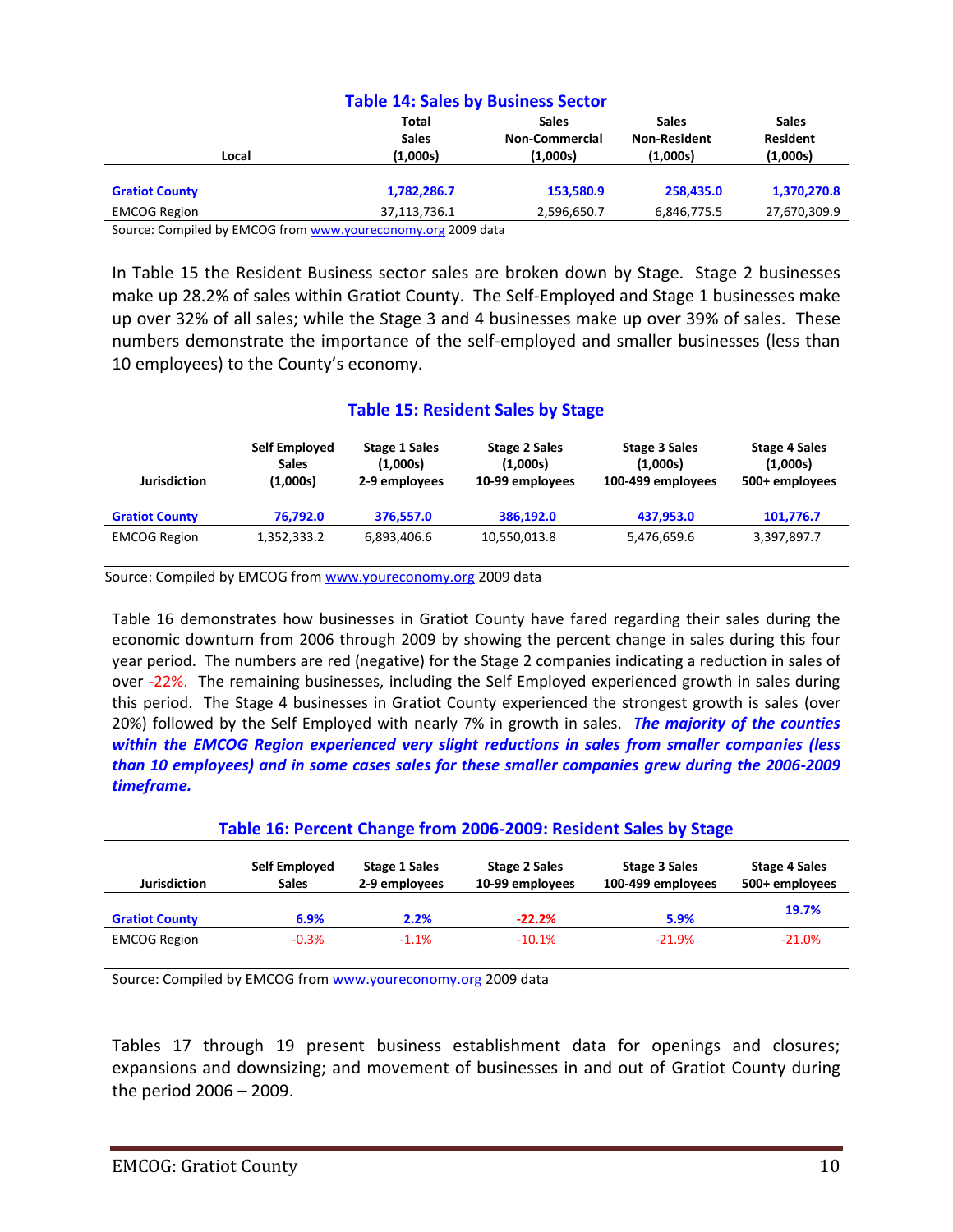**Table 14: Sales by Business Sector**

| Local | Total Sales (1,000s) | Sales Non-Commercial (1,000s) | Sales Non-Resident (1,000s) | Sales Resident (1,000s) |
|---|---|---|---|---|
| **Gratiot County** | **1,782,286.7** | **153,580.9** | **258,435.0** | **1,370,270.8** |
| EMCOG Region | 37,113,736.1 | 2,596,650.7 | 6,846,775.5 | 27,670,309.9 |

Source: Compiled by EMCOG from www.youreconomy.org 2009 data

In Table 15 the Resident Business sector sales are broken down by Stage. Stage 2 businesses make up 28.2% of sales within Gratiot County. The Self-Employed and Stage 1 businesses make up over 32% of all sales; while the Stage 3 and 4 businesses make up over 39% of sales. These numbers demonstrate the importance of the self-employed and smaller businesses (less than 10 employees) to the County's economy.

**Table 15: Resident Sales by Stage**

| Jurisdiction | Self Employed Sales (1,000s) | Stage 1 Sales (1,000s) 2-9 employees | Stage 2 Sales (1,000s) 10-99 employees | Stage 3 Sales (1,000s) 100-499 employees | Stage 4 Sales (1,000s) 500+ employees |
|---|---|---|---|---|---|
| **Gratiot County** | **76,792.0** | **376,557.0** | **386,192.0** | **437,953.0** | **101,776.7** |
| EMCOG Region | 1,352,333.2 | 6,893,406.6 | 10,550,013.8 | 5,476,659.6 | 3,397,897.7 |

Source: Compiled by EMCOG from www.youreconomy.org 2009 data

Table 16 demonstrates how businesses in Gratiot County have fared regarding their sales during the economic downturn from 2006 through 2009 by showing the percent change in sales during this four year period. The numbers are red (negative) for the Stage 2 companies indicating a reduction in sales of over -22%. The remaining businesses, including the Self Employed experienced growth in sales during this period. The Stage 4 businesses in Gratiot County experienced the strongest growth is sales (over 20%) followed by the Self Employed with nearly 7% in growth in sales. ***The majority of the counties within the EMCOG Region experienced very slight reductions in sales from smaller companies (less than 10 employees) and in some cases sales for these smaller companies grew during the 2006-2009 timeframe.***

**Table 16: Percent Change from 2006-2009: Resident Sales by Stage**

| Jurisdiction | Self Employed Sales | Stage 1 Sales 2-9 employees | Stage 2 Sales 10-99 employees | Stage 3 Sales 100-499 employees | Stage 4 Sales 500+ employees |
|---|---|---|---|---|---|
| **Gratiot County** | **6.9%** | **2.2%** | **-22.2%** | **5.9%** | **19.7%** |
| EMCOG Region | -0.3% | -1.1% | -10.1% | -21.9% | -21.0% |

Source: Compiled by EMCOG from www.youreconomy.org 2009 data

Tables 17 through 19 present business establishment data for openings and closures; expansions and downsizing; and movement of businesses in and out of Gratiot County during the period 2006 – 2009.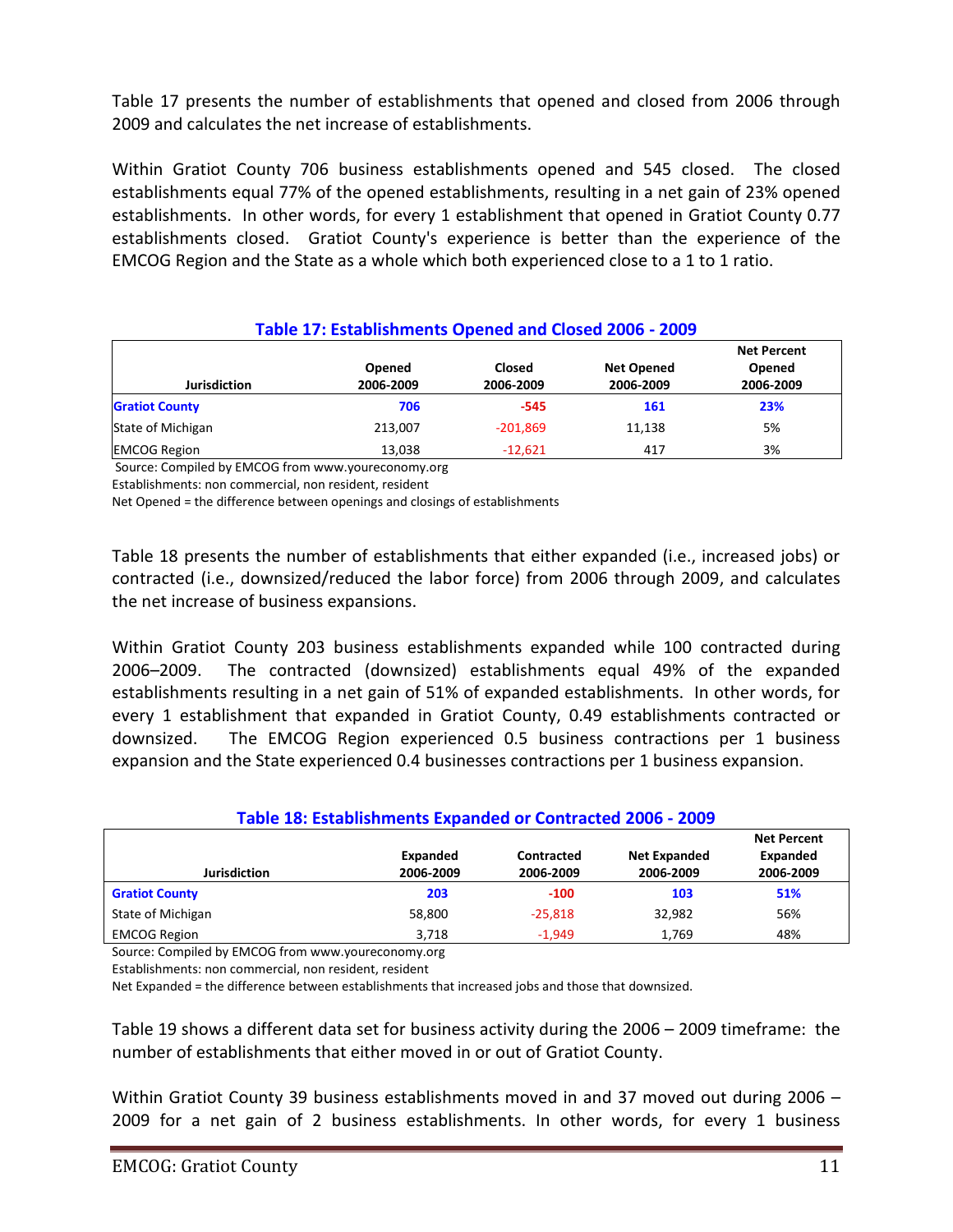Table 17 presents the number of establishments that opened and closed from 2006 through 2009 and calculates the net increase of establishments.

Within Gratiot County 706 business establishments opened and 545 closed. The closed establishments equal 77% of the opened establishments, resulting in a net gain of 23% opened establishments. In other words, for every 1 establishment that opened in Gratiot County 0.77 establishments closed. Gratiot County's experience is better than the experience of the EMCOG Region and the State as a whole which both experienced close to a 1 to 1 ratio.

**Table 17: Establishments Opened and Closed 2006 - 2009**

| Jurisdiction | Opened 2006-2009 | Closed 2006-2009 | Net Opened 2006-2009 | Net Percent Opened 2006-2009 |
|---|---|---|---|---|
| **Gratiot County** | **706** | **-545** | **161** | **23%** |
| State of Michigan | 213,007 | -201,869 | 11,138 | 5% |
| EMCOG Region | 13,038 | -12,621 | 417 | 3% |

Source: Compiled by EMCOG from www.youreconomy.org
Establishments: non commercial, non resident, resident
Net Opened = the difference between openings and closings of establishments

Table 18 presents the number of establishments that either expanded (i.e., increased jobs) or contracted (i.e., downsized/reduced the labor force) from 2006 through 2009, and calculates the net increase of business expansions.

Within Gratiot County 203 business establishments expanded while 100 contracted during 2006–2009. The contracted (downsized) establishments equal 49% of the expanded establishments resulting in a net gain of 51% of expanded establishments. In other words, for every 1 establishment that expanded in Gratiot County, 0.49 establishments contracted or downsized. The EMCOG Region experienced 0.5 business contractions per 1 business expansion and the State experienced 0.4 businesses contractions per 1 business expansion.

**Table 18: Establishments Expanded or Contracted 2006 - 2009**

| Jurisdiction | Expanded 2006-2009 | Contracted 2006-2009 | Net Expanded 2006-2009 | Net Percent Expanded 2006-2009 |
|---|---|---|---|---|
| **Gratiot County** | **203** | **-100** | **103** | **51%** |
| State of Michigan | 58,800 | -25,818 | 32,982 | 56% |
| EMCOG Region | 3,718 | -1,949 | 1,769 | 48% |

Source: Compiled by EMCOG from www.youreconomy.org
Establishments: non commercial, non resident, resident
Net Expanded = the difference between establishments that increased jobs and those that downsized.

Table 19 shows a different data set for business activity during the 2006 – 2009 timeframe: the number of establishments that either moved in or out of Gratiot County.

Within Gratiot County 39 business establishments moved in and 37 moved out during 2006 – 2009 for a net gain of 2 business establishments. In other words, for every 1 business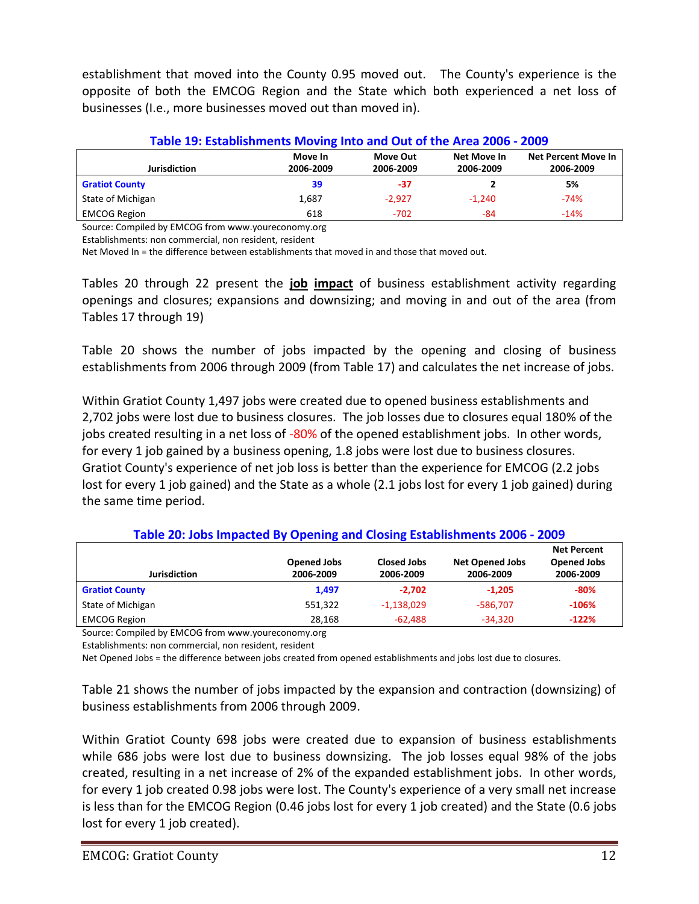establishment that moved into the County 0.95 moved out. The County's experience is the opposite of both the EMCOG Region and the State which both experienced a net loss of businesses (I.e., more businesses moved out than moved in).

**Table 19: Establishments Moving Into and Out of the Area 2006 - 2009**

| Jurisdiction | Move In 2006-2009 | Move Out 2006-2009 | Net Move In 2006-2009 | Net Percent Move In 2006-2009 |
|---|---|---|---|---|
| **Gratiot County** | **39** | **-37** | **2** | **5%** |
| State of Michigan | 1,687 | -2,927 | -1,240 | -74% |
| EMCOG Region | 618 | -702 | -84 | -14% |

Source: Compiled by EMCOG from www.youreconomy.org
Establishments: non commercial, non resident, resident
Net Moved In = the difference between establishments that moved in and those that moved out.

Tables 20 through 22 present the **job impact** of business establishment activity regarding openings and closures; expansions and downsizing; and moving in and out of the area (from Tables 17 through 19)

Table 20 shows the number of jobs impacted by the opening and closing of business establishments from 2006 through 2009 (from Table 17) and calculates the net increase of jobs.

Within Gratiot County 1,497 jobs were created due to opened business establishments and 2,702 jobs were lost due to business closures. The job losses due to closures equal 180% of the jobs created resulting in a net loss of -80% of the opened establishment jobs. In other words, for every 1 job gained by a business opening, 1.8 jobs were lost due to business closures. Gratiot County's experience of net job loss is better than the experience for EMCOG (2.2 jobs lost for every 1 job gained) and the State as a whole (2.1 jobs lost for every 1 job gained) during the same time period.

**Table 20: Jobs Impacted By Opening and Closing Establishments 2006 - 2009**

| Jurisdiction | Opened Jobs 2006-2009 | Closed Jobs 2006-2009 | Net Opened Jobs 2006-2009 | Net Percent Opened Jobs 2006-2009 |
|---|---|---|---|---|
| **Gratiot County** | **1,497** | **-2,702** | **-1,205** | **-80%** |
| State of Michigan | 551,322 | -1,138,029 | -586,707 | **-106%** |
| EMCOG Region | 28,168 | -62,488 | -34,320 | **-122%** |

Source: Compiled by EMCOG from www.youreconomy.org
Establishments: non commercial, non resident, resident
Net Opened Jobs = the difference between jobs created from opened establishments and jobs lost due to closures.

Table 21 shows the number of jobs impacted by the expansion and contraction (downsizing) of business establishments from 2006 through 2009.

Within Gratiot County 698 jobs were created due to expansion of business establishments while 686 jobs were lost due to business downsizing. The job losses equal 98% of the jobs created, resulting in a net increase of 2% of the expanded establishment jobs. In other words, for every 1 job created 0.98 jobs were lost. The County's experience of a very small net increase is less than for the EMCOG Region (0.46 jobs lost for every 1 job created) and the State (0.6 jobs lost for every 1 job created).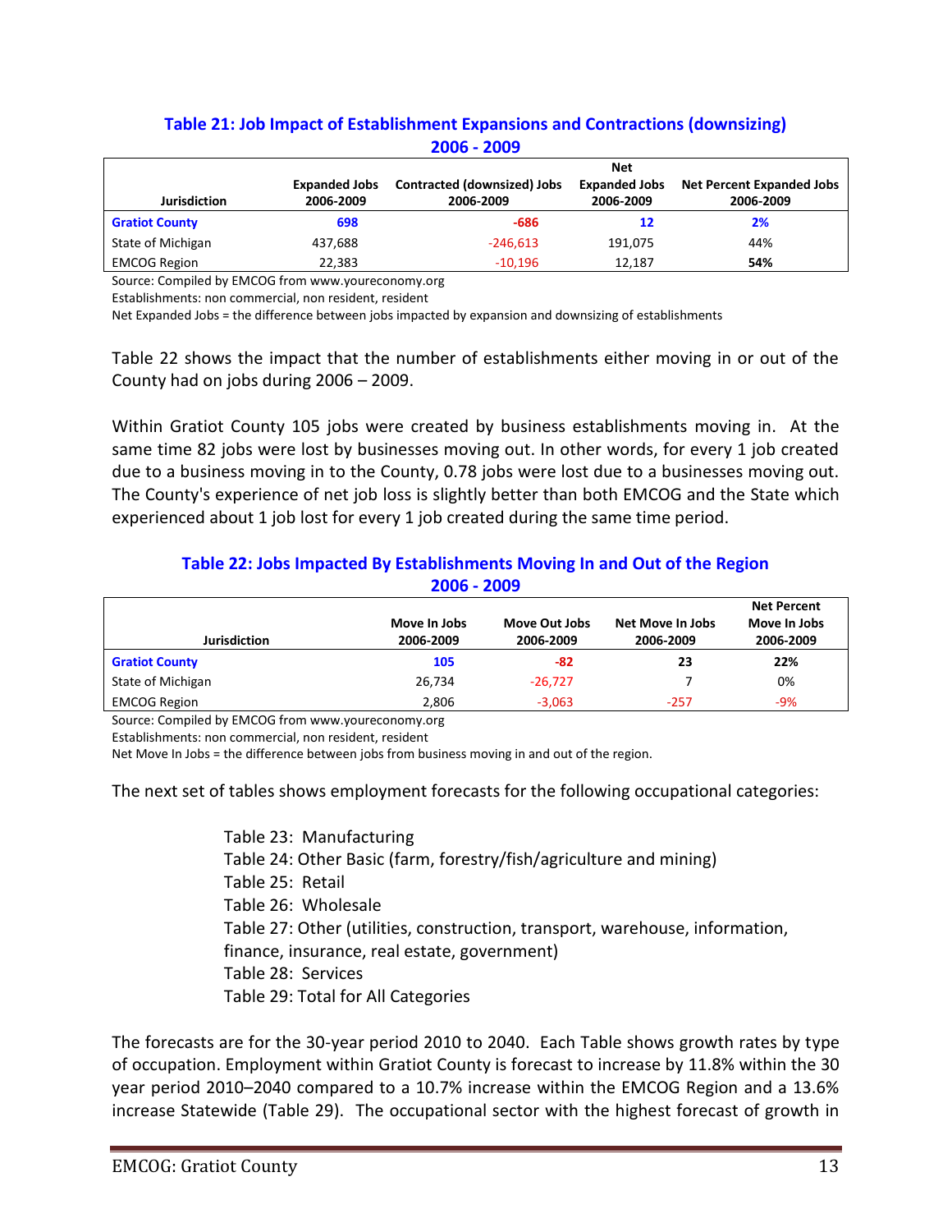### Table 21: Job Impact of Establishment Expansions and Contractions (downsizing) 2006 - 2009

| Jurisdiction | Expanded Jobs 2006-2009 | Contracted (downsized) Jobs 2006-2009 | Net Expanded Jobs 2006-2009 | Net Percent Expanded Jobs 2006-2009 |
|---|---|---|---|---|
| **Gratiot County** | **698** | **-686** | **12** | **2%** |
| State of Michigan | 437,688 | -246,613 | 191,075 | 44% |
| EMCOG Region | 22,383 | -10,196 | 12,187 | **54%** |

Source: Compiled by EMCOG from www.youreconomy.org
Establishments: non commercial, non resident, resident
Net Expanded Jobs = the difference between jobs impacted by expansion and downsizing of establishments

Table 22 shows the impact that the number of establishments either moving in or out of the County had on jobs during 2006 – 2009.

Within Gratiot County 105 jobs were created by business establishments moving in. At the same time 82 jobs were lost by businesses moving out. In other words, for every 1 job created due to a business moving in to the County, 0.78 jobs were lost due to a businesses moving out. The County's experience of net job loss is slightly better than both EMCOG and the State which experienced about 1 job lost for every 1 job created during the same time period.

### Table 22: Jobs Impacted By Establishments Moving In and Out of the Region 2006 - 2009

| Jurisdiction | Move In Jobs 2006-2009 | Move Out Jobs 2006-2009 | Net Move In Jobs 2006-2009 | Net Percent Move In Jobs 2006-2009 |
|---|---|---|---|---|
| **Gratiot County** | **105** | **-82** | **23** | **22%** |
| State of Michigan | 26,734 | -26,727 | 7 | 0% |
| EMCOG Region | 2,806 | -3,063 | -257 | -9% |

Source: Compiled by EMCOG from www.youreconomy.org
Establishments: non commercial, non resident, resident
Net Move In Jobs = the difference between jobs from business moving in and out of the region.

The next set of tables shows employment forecasts for the following occupational categories:

- Table 23: Manufacturing
- Table 24: Other Basic (farm, forestry/fish/agriculture and mining)
- Table 25: Retail
- Table 26: Wholesale
- Table 27: Other (utilities, construction, transport, warehouse, information, finance, insurance, real estate, government)
- Table 28: Services
- Table 29: Total for All Categories

The forecasts are for the 30-year period 2010 to 2040. Each Table shows growth rates by type of occupation. Employment within Gratiot County is forecast to increase by 11.8% within the 30 year period 2010–2040 compared to a 10.7% increase within the EMCOG Region and a 13.6% increase Statewide (Table 29). The occupational sector with the highest forecast of growth in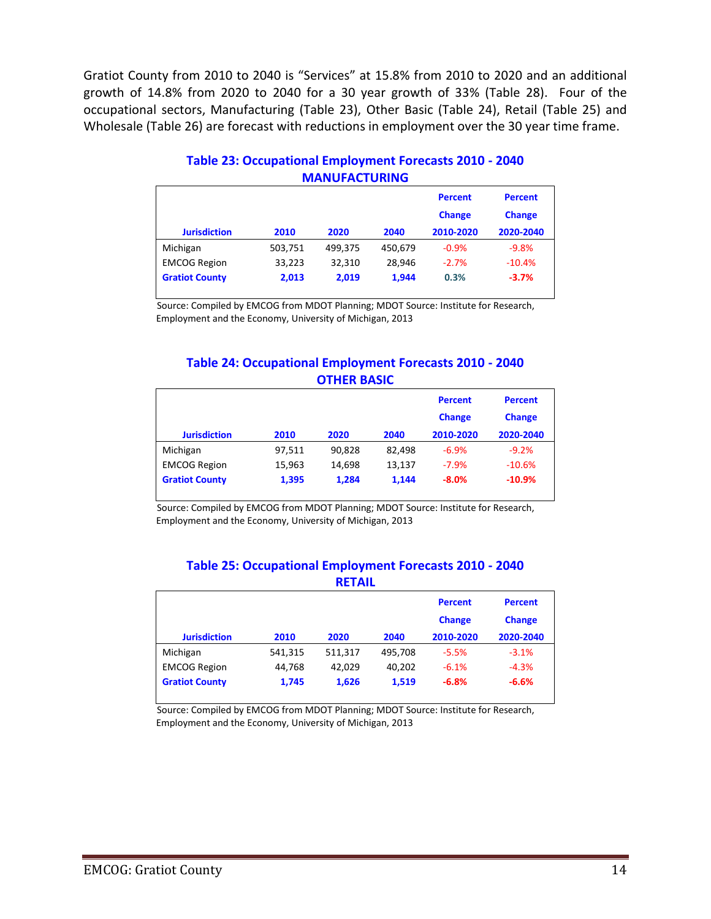Gratiot County from 2010 to 2040 is "Services" at 15.8% from 2010 to 2020 and an additional growth of 14.8% from 2020 to 2040 for a 30 year growth of 33% (Table 28). Four of the occupational sectors, Manufacturing (Table 23), Other Basic (Table 24), Retail (Table 25) and Wholesale (Table 26) are forecast with reductions in employment over the 30 year time frame.

### Table 23: Occupational Employment Forecasts 2010 - 2040 MANUFACTURING

| Jurisdiction | 2010 | 2020 | 2040 | Percent Change 2010-2020 | Percent Change 2020-2040 |
|---|---|---|---|---|---|
| Michigan | 503,751 | 499,375 | 450,679 | -0.9% | -9.8% |
| EMCOG Region | 33,223 | 32,310 | 28,946 | -2.7% | -10.4% |
| **Gratiot County** | **2,013** | **2,019** | **1,944** | **0.3%** | **-3.7%** |

Source: Compiled by EMCOG from MDOT Planning; MDOT Source: Institute for Research, Employment and the Economy, University of Michigan, 2013

### Table 24: Occupational Employment Forecasts 2010 - 2040 OTHER BASIC

| Jurisdiction | 2010 | 2020 | 2040 | Percent Change 2010-2020 | Percent Change 2020-2040 |
|---|---|---|---|---|---|
| Michigan | 97,511 | 90,828 | 82,498 | -6.9% | -9.2% |
| EMCOG Region | 15,963 | 14,698 | 13,137 | -7.9% | -10.6% |
| **Gratiot County** | **1,395** | **1,284** | **1,144** | **-8.0%** | **-10.9%** |

Source: Compiled by EMCOG from MDOT Planning; MDOT Source: Institute for Research, Employment and the Economy, University of Michigan, 2013

### Table 25: Occupational Employment Forecasts 2010 - 2040 RETAIL

| Jurisdiction | 2010 | 2020 | 2040 | Percent Change 2010-2020 | Percent Change 2020-2040 |
|---|---|---|---|---|---|
| Michigan | 541,315 | 511,317 | 495,708 | -5.5% | -3.1% |
| EMCOG Region | 44,768 | 42,029 | 40,202 | -6.1% | -4.3% |
| **Gratiot County** | **1,745** | **1,626** | **1,519** | **-6.8%** | **-6.6%** |

Source: Compiled by EMCOG from MDOT Planning; MDOT Source: Institute for Research, Employment and the Economy, University of Michigan, 2013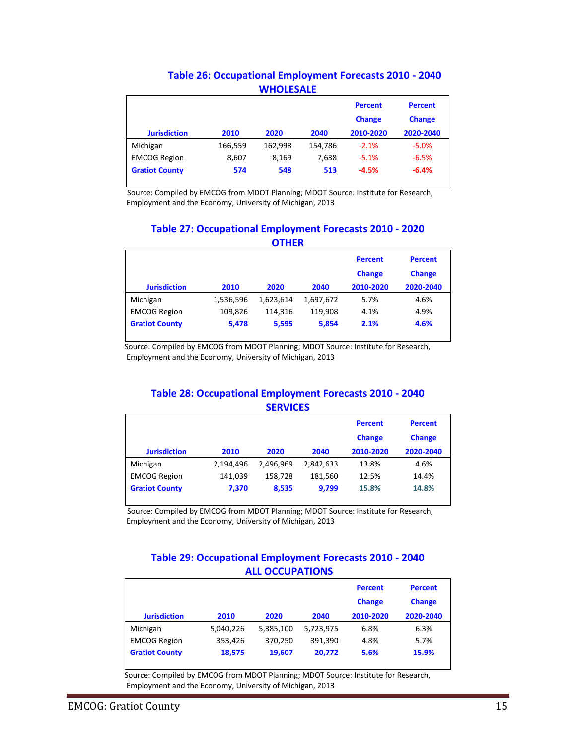### Table 26: Occupational Employment Forecasts 2010 - 2040
### WHOLESALE

| Jurisdiction | 2010 | 2020 | 2040 | Percent Change 2010-2020 | Percent Change 2020-2040 |
|---|---|---|---|---|---|
| Michigan | 166,559 | 162,998 | 154,786 | -2.1% | -5.0% |
| EMCOG Region | 8,607 | 8,169 | 7,638 | -5.1% | -6.5% |
| **Gratiot County** | **574** | **548** | **513** | **-4.5%** | **-6.4%** |

Source: Compiled by EMCOG from MDOT Planning; MDOT Source: Institute for Research, Employment and the Economy, University of Michigan, 2013

### Table 27: Occupational Employment Forecasts 2010 - 2020
### OTHER

| Jurisdiction | 2010 | 2020 | 2040 | Percent Change 2010-2020 | Percent Change 2020-2040 |
|---|---|---|---|---|---|
| Michigan | 1,536,596 | 1,623,614 | 1,697,672 | 5.7% | 4.6% |
| EMCOG Region | 109,826 | 114,316 | 119,908 | 4.1% | 4.9% |
| **Gratiot County** | **5,478** | **5,595** | **5,854** | **2.1%** | **4.6%** |

Source: Compiled by EMCOG from MDOT Planning; MDOT Source: Institute for Research, Employment and the Economy, University of Michigan, 2013

### Table 28: Occupational Employment Forecasts 2010 - 2040
### SERVICES

| Jurisdiction | 2010 | 2020 | 2040 | Percent Change 2010-2020 | Percent Change 2020-2040 |
|---|---|---|---|---|---|
| Michigan | 2,194,496 | 2,496,969 | 2,842,633 | 13.8% | 4.6% |
| EMCOG Region | 141,039 | 158,728 | 181,560 | 12.5% | 14.4% |
| **Gratiot County** | **7,370** | **8,535** | **9,799** | **15.8%** | **14.8%** |

Source: Compiled by EMCOG from MDOT Planning; MDOT Source: Institute for Research, Employment and the Economy, University of Michigan, 2013

### Table 29: Occupational Employment Forecasts 2010 - 2040
### ALL OCCUPATIONS

| Jurisdiction | 2010 | 2020 | 2040 | Percent Change 2010-2020 | Percent Change 2020-2040 |
|---|---|---|---|---|---|
| Michigan | 5,040,226 | 5,385,100 | 5,723,975 | 6.8% | 6.3% |
| EMCOG Region | 353,426 | 370,250 | 391,390 | 4.8% | 5.7% |
| **Gratiot County** | **18,575** | **19,607** | **20,772** | **5.6%** | **15.9%** |

Source: Compiled by EMCOG from MDOT Planning; MDOT Source: Institute for Research, Employment and the Economy, University of Michigan, 2013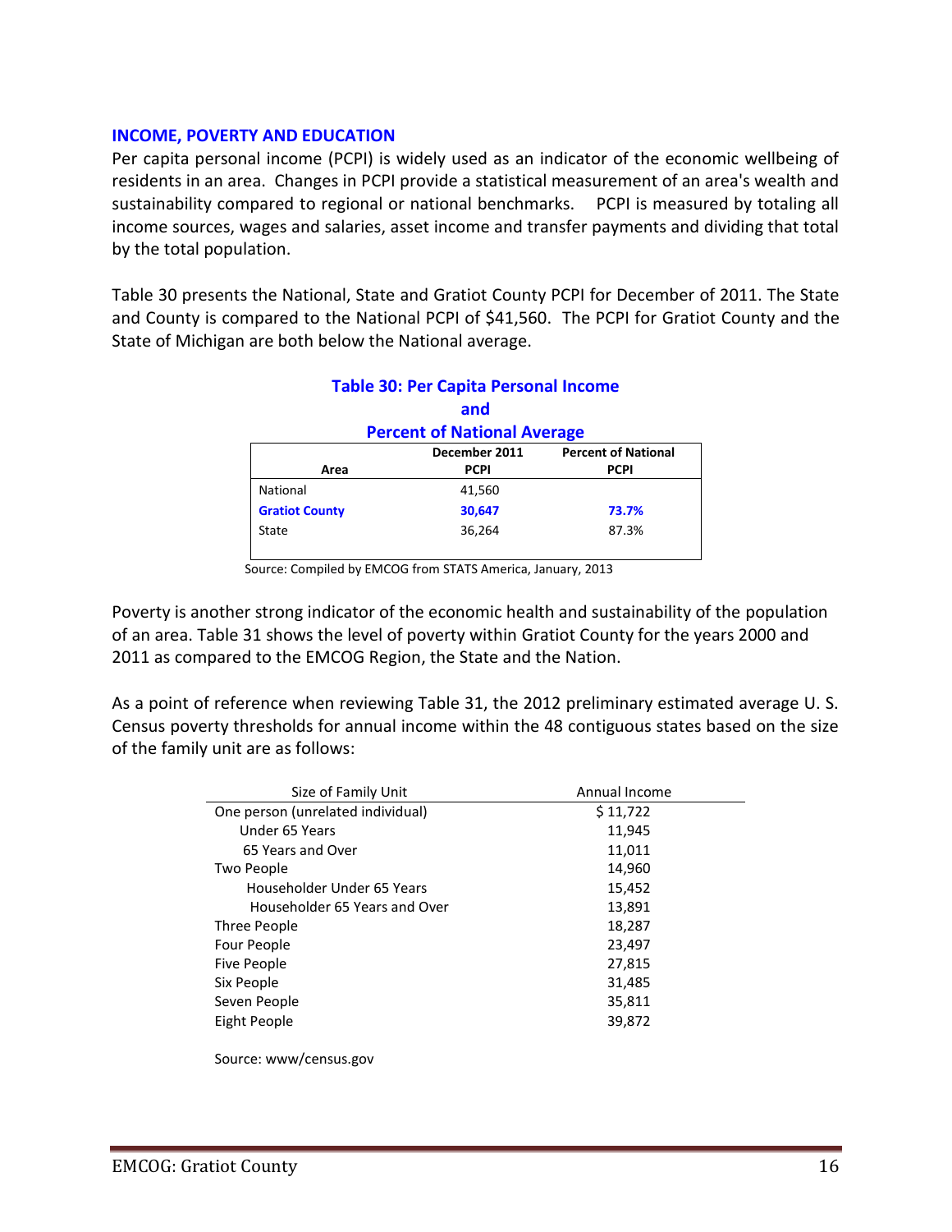## INCOME, POVERTY AND EDUCATION

Per capita personal income (PCPI) is widely used as an indicator of the economic wellbeing of residents in an area. Changes in PCPI provide a statistical measurement of an area's wealth and sustainability compared to regional or national benchmarks. PCPI is measured by totaling all income sources, wages and salaries, asset income and transfer payments and dividing that total by the total population.

Table 30 presents the National, State and Gratiot County PCPI for December of 2011. The State and County is compared to the National PCPI of $41,560. The PCPI for Gratiot County and the State of Michigan are both below the National average.

**Table 30: Per Capita Personal Income and Percent of National Average**

| Area | December 2011 PCPI | Percent of National PCPI |
|---|---|---|
| National | 41,560 | |
| **Gratiot County** | **30,647** | **73.7%** |
| State | 36,264 | 87.3% |

Source: Compiled by EMCOG from STATS America, January, 2013

Poverty is another strong indicator of the economic health and sustainability of the population of an area. Table 31 shows the level of poverty within Gratiot County for the years 2000 and 2011 as compared to the EMCOG Region, the State and the Nation.

As a point of reference when reviewing Table 31, the 2012 preliminary estimated average U. S. Census poverty thresholds for annual income within the 48 contiguous states based on the size of the family unit are as follows:

| Size of Family Unit | Annual Income |
|---|---|
| One person (unrelated individual) | $ 11,722 |
| Under 65 Years | 11,945 |
| 65 Years and Over | 11,011 |
| Two People | 14,960 |
| Householder Under 65 Years | 15,452 |
| Householder 65 Years and Over | 13,891 |
| Three People | 18,287 |
| Four People | 23,497 |
| Five People | 27,815 |
| Six People | 31,485 |
| Seven People | 35,811 |
| Eight People | 39,872 |

Source: www/census.gov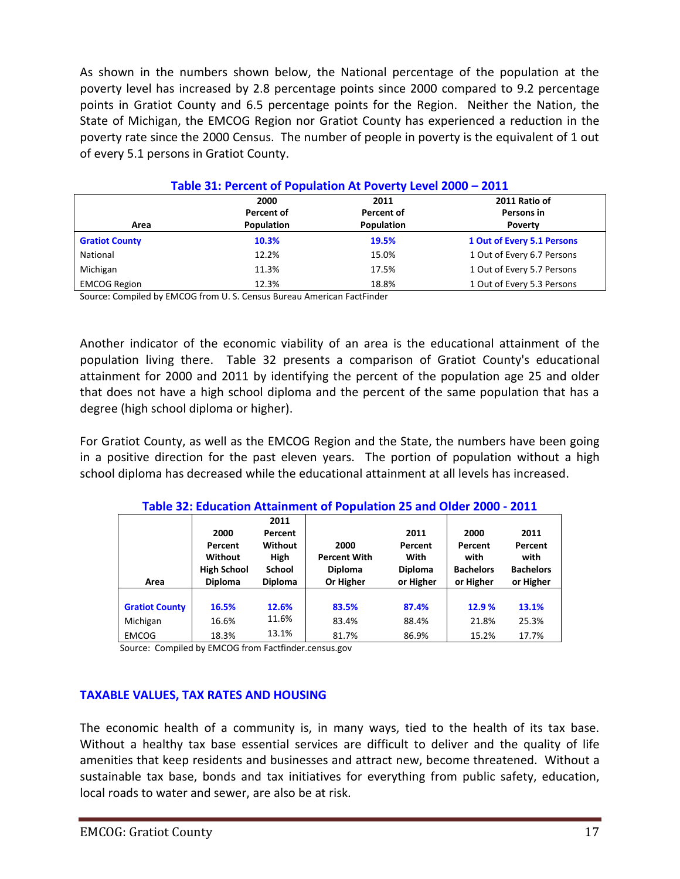As shown in the numbers shown below, the National percentage of the population at the poverty level has increased by 2.8 percentage points since 2000 compared to 9.2 percentage points in Gratiot County and 6.5 percentage points for the Region. Neither the Nation, the State of Michigan, the EMCOG Region nor Gratiot County has experienced a reduction in the poverty rate since the 2000 Census. The number of people in poverty is the equivalent of 1 out of every 5.1 persons in Gratiot County.

**Table 31: Percent of Population At Poverty Level 2000 – 2011**

| Area | 2000 Percent of Population | 2011 Percent of Population | 2011 Ratio of Persons in Poverty |
|---|---|---|---|
| **Gratiot County** | **10.3%** | **19.5%** | **1 Out of Every 5.1 Persons** |
| National | 12.2% | 15.0% | 1 Out of Every 6.7 Persons |
| Michigan | 11.3% | 17.5% | 1 Out of Every 5.7 Persons |
| EMCOG Region | 12.3% | 18.8% | 1 Out of Every 5.3 Persons |

Source: Compiled by EMCOG from U. S. Census Bureau American FactFinder

Another indicator of the economic viability of an area is the educational attainment of the population living there. Table 32 presents a comparison of Gratiot County's educational attainment for 2000 and 2011 by identifying the percent of the population age 25 and older that does not have a high school diploma and the percent of the same population that has a degree (high school diploma or higher).

For Gratiot County, as well as the EMCOG Region and the State, the numbers have been going in a positive direction for the past eleven years. The portion of population without a high school diploma has decreased while the educational attainment at all levels has increased.

**Table 32: Education Attainment of Population 25 and Older 2000 - 2011**

| Area | 2000 Percent Without High School Diploma | 2011 Percent Without High School Diploma | 2000 Percent With Diploma Or Higher | 2011 Percent With Diploma or Higher | 2000 Percent with Bachelors or Higher | 2011 Percent with Bachelors or Higher |
|---|---|---|---|---|---|---|
| **Gratiot County** | **16.5%** | **12.6%** | **83.5%** | **87.4%** | **12.9 %** | **13.1%** |
| Michigan | 16.6% | 11.6% | 83.4% | 88.4% | 21.8% | 25.3% |
| EMCOG | 18.3% | 13.1% | 81.7% | 86.9% | 15.2% | 17.7% |

Source: Compiled by EMCOG from Factfinder.census.gov

## TAXABLE VALUES, TAX RATES AND HOUSING

The economic health of a community is, in many ways, tied to the health of its tax base. Without a healthy tax base essential services are difficult to deliver and the quality of life amenities that keep residents and businesses and attract new, become threatened. Without a sustainable tax base, bonds and tax initiatives for everything from public safety, education, local roads to water and sewer, are also be at risk.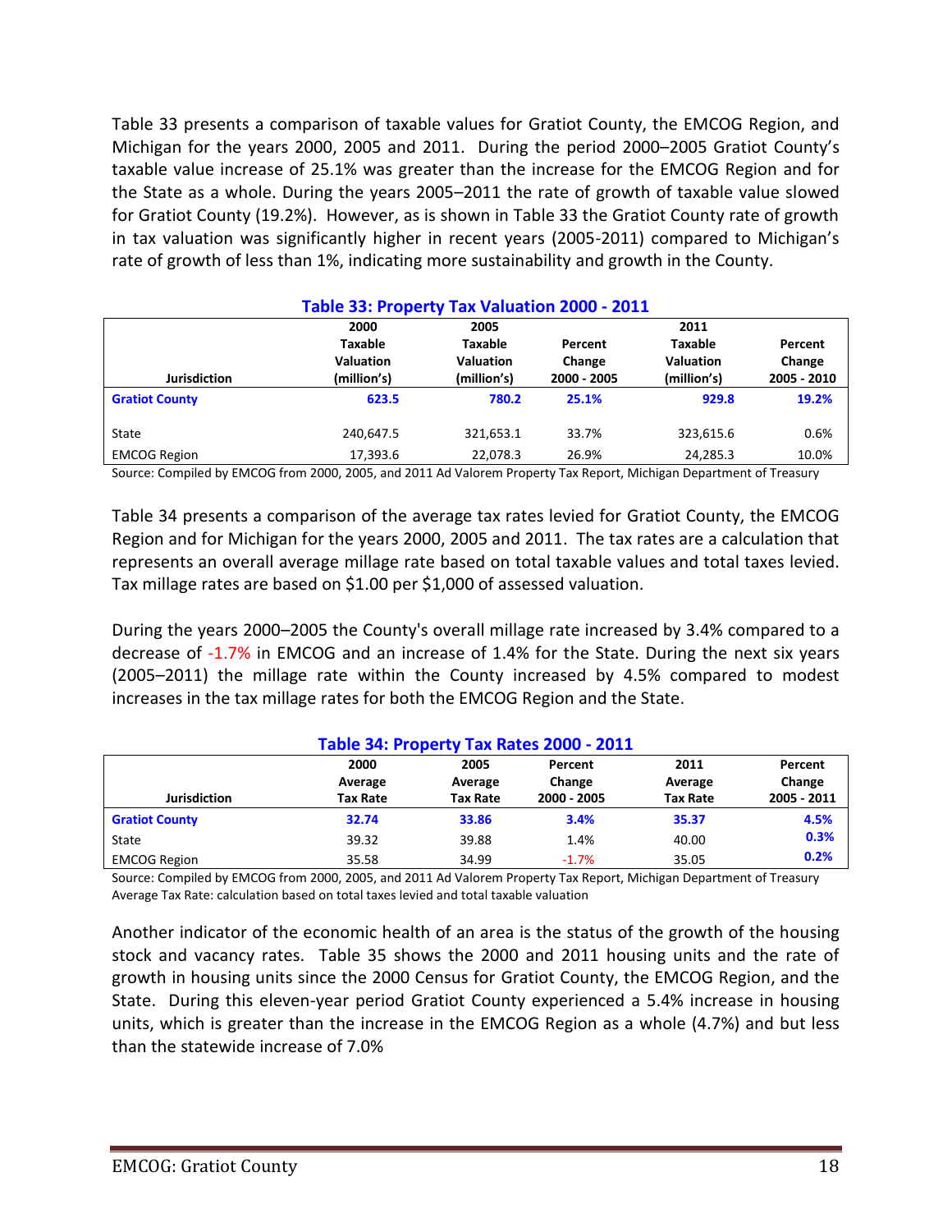Table 33 presents a comparison of taxable values for Gratiot County, the EMCOG Region, and Michigan for the years 2000, 2005 and 2011. During the period 2000–2005 Gratiot County's taxable value increase of 25.1% was greater than the increase for the EMCOG Region and for the State as a whole. During the years 2005–2011 the rate of growth of taxable value slowed for Gratiot County (19.2%). However, as is shown in Table 33 the Gratiot County rate of growth in tax valuation was significantly higher in recent years (2005-2011) compared to Michigan's rate of growth of less than 1%, indicating more sustainability and growth in the County.

**Table 33: Property Tax Valuation 2000 - 2011**

| Jurisdiction | 2000 Taxable Valuation (million's) | 2005 Taxable Valuation (million's) | Percent Change 2000 - 2005 | 2011 Taxable Valuation (million's) | Percent Change 2005 - 2010 |
|---|---|---|---|---|---|
| **Gratiot County** | **623.5** | **780.2** | **25.1%** | **929.8** | **19.2%** |
| State | 240,647.5 | 321,653.1 | 33.7% | 323,615.6 | 0.6% |
| EMCOG Region | 17,393.6 | 22,078.3 | 26.9% | 24,285.3 | 10.0% |

Source: Compiled by EMCOG from 2000, 2005, and 2011 Ad Valorem Property Tax Report, Michigan Department of Treasury

Table 34 presents a comparison of the average tax rates levied for Gratiot County, the EMCOG Region and for Michigan for the years 2000, 2005 and 2011. The tax rates are a calculation that represents an overall average millage rate based on total taxable values and total taxes levied. Tax millage rates are based on $1.00 per $1,000 of assessed valuation.

During the years 2000–2005 the County's overall millage rate increased by 3.4% compared to a decrease of -1.7% in EMCOG and an increase of 1.4% for the State. During the next six years (2005–2011) the millage rate within the County increased by 4.5% compared to modest increases in the tax millage rates for both the EMCOG Region and the State.

**Table 34: Property Tax Rates 2000 - 2011**

| Jurisdiction | 2000 Average Tax Rate | 2005 Average Tax Rate | Percent Change 2000 - 2005 | 2011 Average Tax Rate | Percent Change 2005 - 2011 |
|---|---|---|---|---|---|
| **Gratiot County** | **32.74** | **33.86** | **3.4%** | **35.37** | **4.5%** |
| State | 39.32 | 39.88 | 1.4% | 40.00 | **0.3%** |
| EMCOG Region | 35.58 | 34.99 | -1.7% | 35.05 | **0.2%** |

Source: Compiled by EMCOG from 2000, 2005, and 2011 Ad Valorem Property Tax Report, Michigan Department of Treasury
Average Tax Rate: calculation based on total taxes levied and total taxable valuation

Another indicator of the economic health of an area is the status of the growth of the housing stock and vacancy rates. Table 35 shows the 2000 and 2011 housing units and the rate of growth in housing units since the 2000 Census for Gratiot County, the EMCOG Region, and the State. During this eleven-year period Gratiot County experienced a 5.4% increase in housing units, which is greater than the increase in the EMCOG Region as a whole (4.7%) and but less than the statewide increase of 7.0%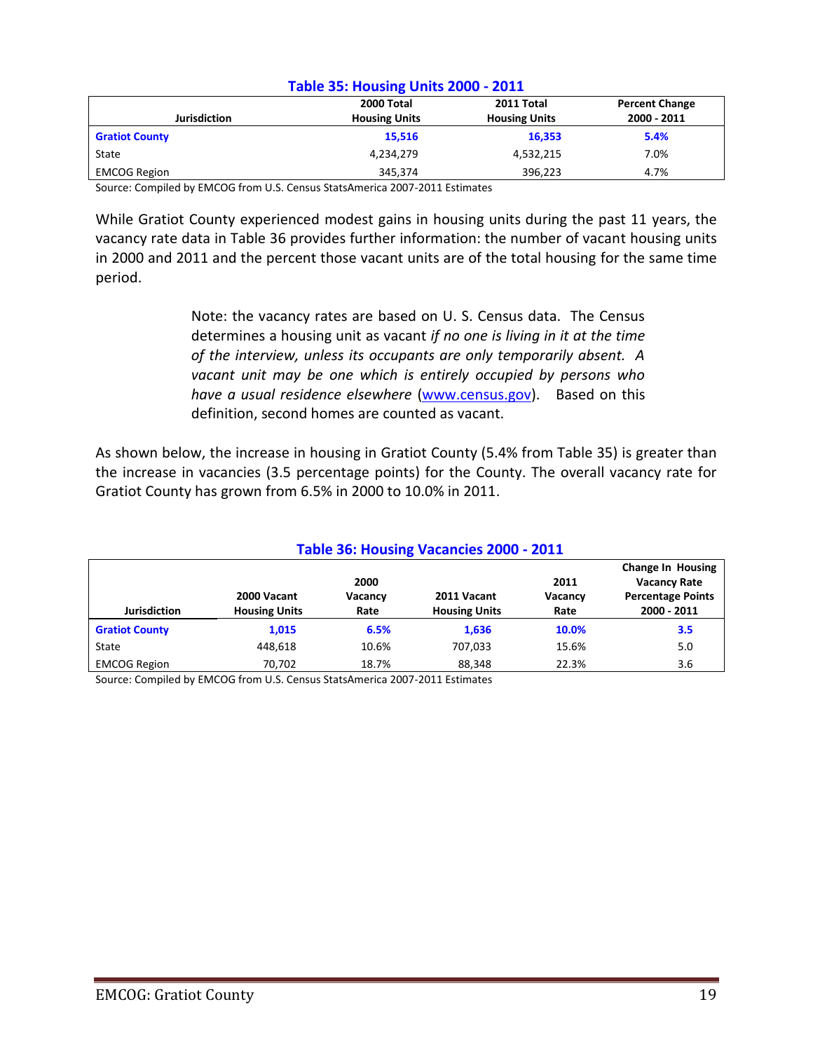**Table 35: Housing Units 2000 - 2011**

| Jurisdiction | 2000 Total Housing Units | 2011 Total Housing Units | Percent Change 2000 - 2011 |
|---|---|---|---|
| **Gratiot County** | **15,516** | **16,353** | **5.4%** |
| State | 4,234,279 | 4,532,215 | 7.0% |
| EMCOG Region | 345,374 | 396,223 | 4.7% |

Source: Compiled by EMCOG from U.S. Census StatsAmerica 2007-2011 Estimates

While Gratiot County experienced modest gains in housing units during the past 11 years, the vacancy rate data in Table 36 provides further information: the number of vacant housing units in 2000 and 2011 and the percent those vacant units are of the total housing for the same time period.

> Note: the vacancy rates are based on U. S. Census data. The Census determines a housing unit as vacant *if no one is living in it at the time of the interview, unless its occupants are only temporarily absent. A vacant unit may be one which is entirely occupied by persons who have a usual residence elsewhere* (www.census.gov). Based on this definition, second homes are counted as vacant.

As shown below, the increase in housing in Gratiot County (5.4% from Table 35) is greater than the increase in vacancies (3.5 percentage points) for the County. The overall vacancy rate for Gratiot County has grown from 6.5% in 2000 to 10.0% in 2011.

**Table 36: Housing Vacancies 2000 - 2011**

| Jurisdiction | 2000 Vacant Housing Units | 2000 Vacancy Rate | 2011 Vacant Housing Units | 2011 Vacancy Rate | Change In Housing Vacancy Rate Percentage Points 2000 - 2011 |
|---|---|---|---|---|---|
| **Gratiot County** | **1,015** | **6.5%** | **1,636** | **10.0%** | **3.5** |
| State | 448,618 | 10.6% | 707,033 | 15.6% | 5.0 |
| EMCOG Region | 70,702 | 18.7% | 88,348 | 22.3% | 3.6 |

Source: Compiled by EMCOG from U.S. Census StatsAmerica 2007-2011 Estimates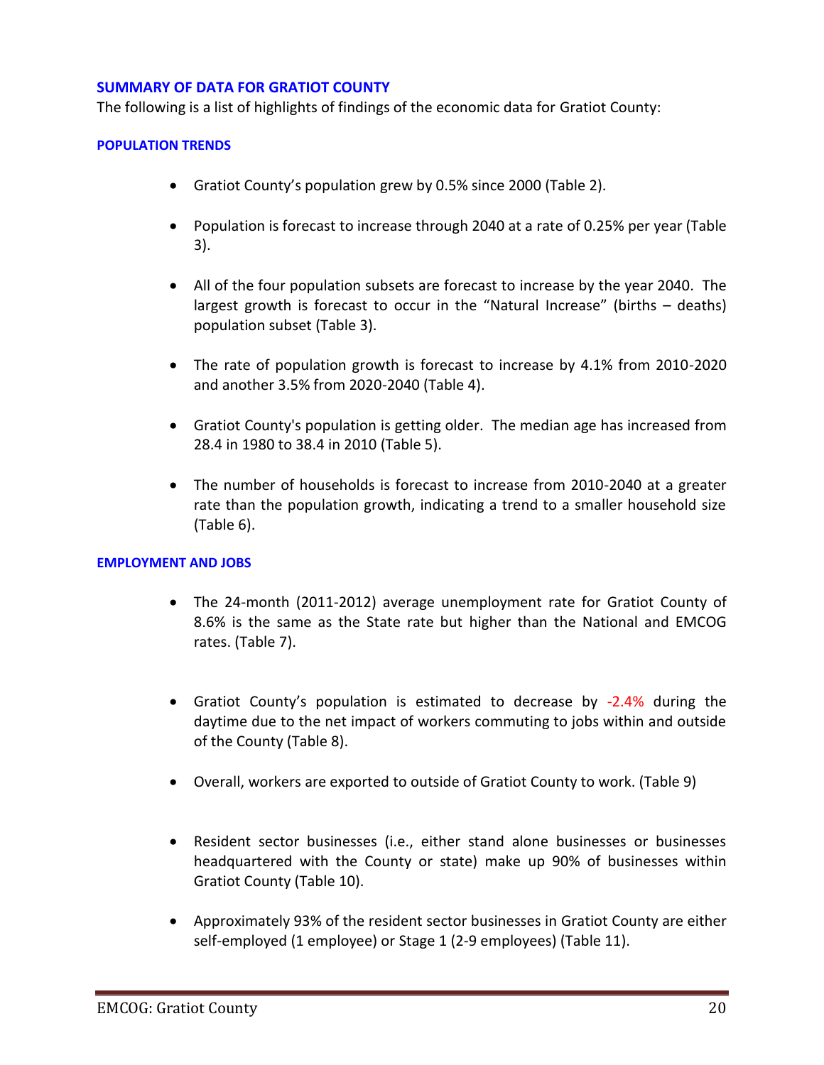## SUMMARY OF DATA FOR GRATIOT COUNTY

The following is a list of highlights of findings of the economic data for Gratiot County:

### POPULATION TRENDS

- Gratiot County's population grew by 0.5% since 2000 (Table 2).
- Population is forecast to increase through 2040 at a rate of 0.25% per year (Table 3).
- All of the four population subsets are forecast to increase by the year 2040. The largest growth is forecast to occur in the "Natural Increase" (births – deaths) population subset (Table 3).
- The rate of population growth is forecast to increase by 4.1% from 2010-2020 and another 3.5% from 2020-2040 (Table 4).
- Gratiot County's population is getting older. The median age has increased from 28.4 in 1980 to 38.4 in 2010 (Table 5).
- The number of households is forecast to increase from 2010-2040 at a greater rate than the population growth, indicating a trend to a smaller household size (Table 6).

### EMPLOYMENT AND JOBS

- The 24-month (2011-2012) average unemployment rate for Gratiot County of 8.6% is the same as the State rate but higher than the National and EMCOG rates. (Table 7).
- Gratiot County's population is estimated to decrease by -2.4% during the daytime due to the net impact of workers commuting to jobs within and outside of the County (Table 8).
- Overall, workers are exported to outside of Gratiot County to work. (Table 9)
- Resident sector businesses (i.e., either stand alone businesses or businesses headquartered with the County or state) make up 90% of businesses within Gratiot County (Table 10).
- Approximately 93% of the resident sector businesses in Gratiot County are either self-employed (1 employee) or Stage 1 (2-9 employees) (Table 11).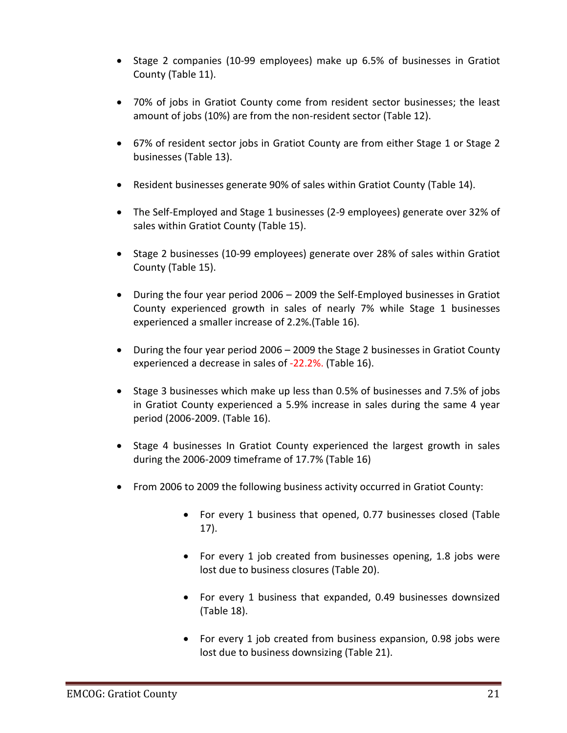- Stage 2 companies (10-99 employees) make up 6.5% of businesses in Gratiot County (Table 11).

- 70% of jobs in Gratiot County come from resident sector businesses; the least amount of jobs (10%) are from the non-resident sector (Table 12).

- 67% of resident sector jobs in Gratiot County are from either Stage 1 or Stage 2 businesses (Table 13).

- Resident businesses generate 90% of sales within Gratiot County (Table 14).

- The Self-Employed and Stage 1 businesses (2-9 employees) generate over 32% of sales within Gratiot County (Table 15).

- Stage 2 businesses (10-99 employees) generate over 28% of sales within Gratiot County (Table 15).

- During the four year period 2006 – 2009 the Self-Employed businesses in Gratiot County experienced growth in sales of nearly 7% while Stage 1 businesses experienced a smaller increase of 2.2%.(Table 16).

- During the four year period 2006 – 2009 the Stage 2 businesses in Gratiot County experienced a decrease in sales of -22.2%. (Table 16).

- Stage 3 businesses which make up less than 0.5% of businesses and 7.5% of jobs in Gratiot County experienced a 5.9% increase in sales during the same 4 year period (2006-2009. (Table 16).

- Stage 4 businesses In Gratiot County experienced the largest growth in sales during the 2006-2009 timeframe of 17.7% (Table 16)

- From 2006 to 2009 the following business activity occurred in Gratiot County:

  - For every 1 business that opened, 0.77 businesses closed (Table 17).

  - For every 1 job created from businesses opening, 1.8 jobs were lost due to business closures (Table 20).

  - For every 1 business that expanded, 0.49 businesses downsized (Table 18).

  - For every 1 job created from business expansion, 0.98 jobs were lost due to business downsizing (Table 21).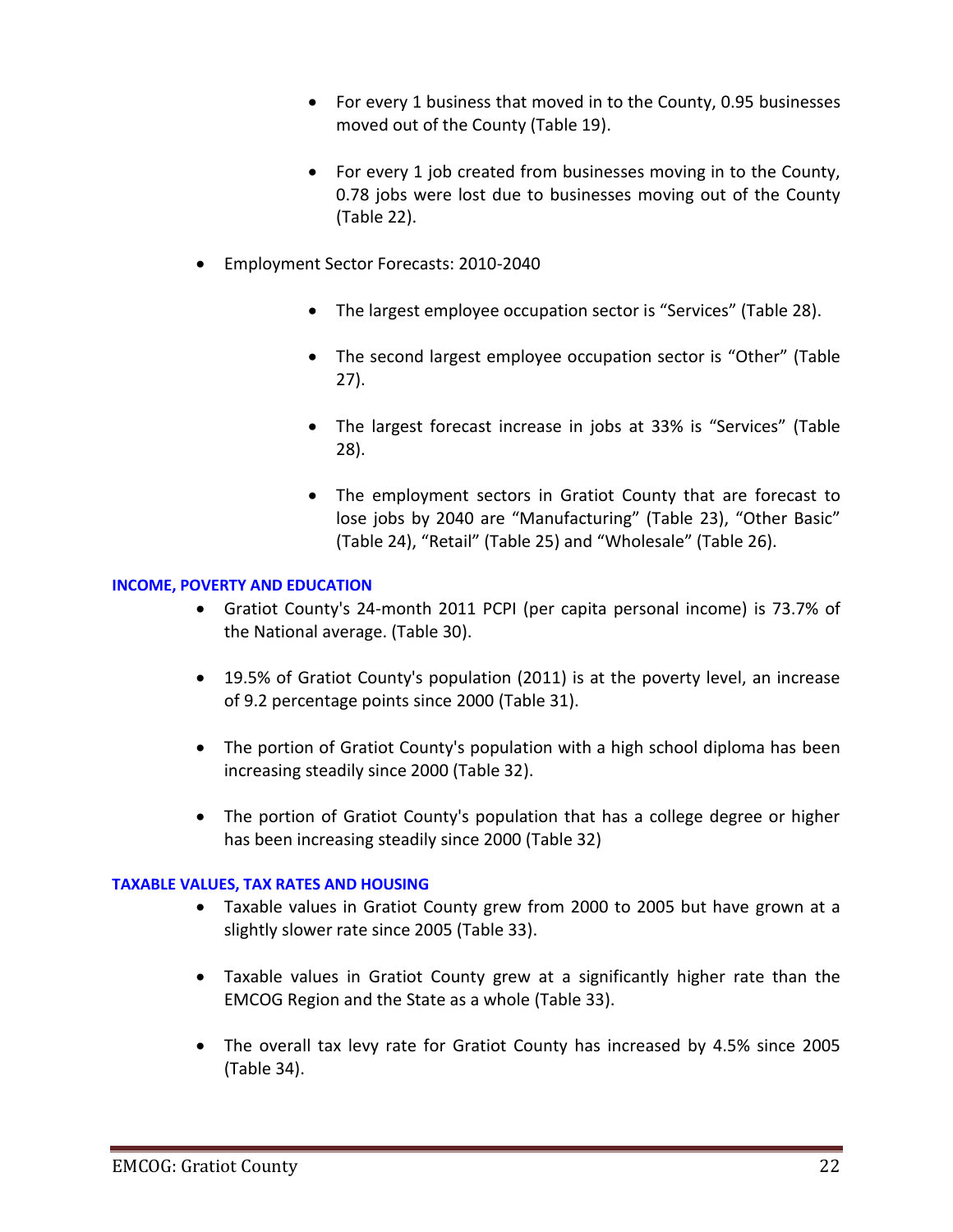- For every 1 business that moved in to the County, 0.95 businesses moved out of the County (Table 19).

  - For every 1 job created from businesses moving in to the County, 0.78 jobs were lost due to businesses moving out of the County (Table 22).

- Employment Sector Forecasts: 2010-2040

  - The largest employee occupation sector is “Services” (Table 28).

  - The second largest employee occupation sector is “Other” (Table 27).

  - The largest forecast increase in jobs at 33% is “Services” (Table 28).

  - The employment sectors in Gratiot County that are forecast to lose jobs by 2040 are “Manufacturing” (Table 23), “Other Basic” (Table 24), “Retail” (Table 25) and “Wholesale” (Table 26).

**INCOME, POVERTY AND EDUCATION**

- Gratiot County's 24-month 2011 PCPI (per capita personal income) is 73.7% of the National average. (Table 30).

- 19.5% of Gratiot County's population (2011) is at the poverty level, an increase of 9.2 percentage points since 2000 (Table 31).

- The portion of Gratiot County's population with a high school diploma has been increasing steadily since 2000 (Table 32).

- The portion of Gratiot County's population that has a college degree or higher has been increasing steadily since 2000 (Table 32)

**TAXABLE VALUES, TAX RATES AND HOUSING**

- Taxable values in Gratiot County grew from 2000 to 2005 but have grown at a slightly slower rate since 2005 (Table 33).

- Taxable values in Gratiot County grew at a significantly higher rate than the EMCOG Region and the State as a whole (Table 33).

- The overall tax levy rate for Gratiot County has increased by 4.5% since 2005 (Table 34).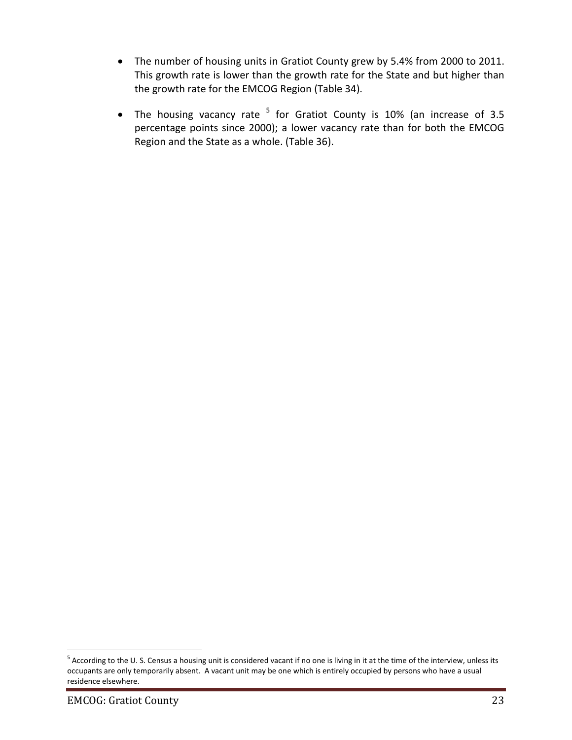- The number of housing units in Gratiot County grew by 5.4% from 2000 to 2011. This growth rate is lower than the growth rate for the State and but higher than the growth rate for the EMCOG Region (Table 34).

- The housing vacancy rate [5] for Gratiot County is 10% (an increase of 3.5 percentage points since 2000); a lower vacancy rate than for both the EMCOG Region and the State as a whole. (Table 36).

[5] According to the U. S. Census a housing unit is considered vacant if no one is living in it at the time of the interview, unless its occupants are only temporarily absent. A vacant unit may be one which is entirely occupied by persons who have a usual residence elsewhere.